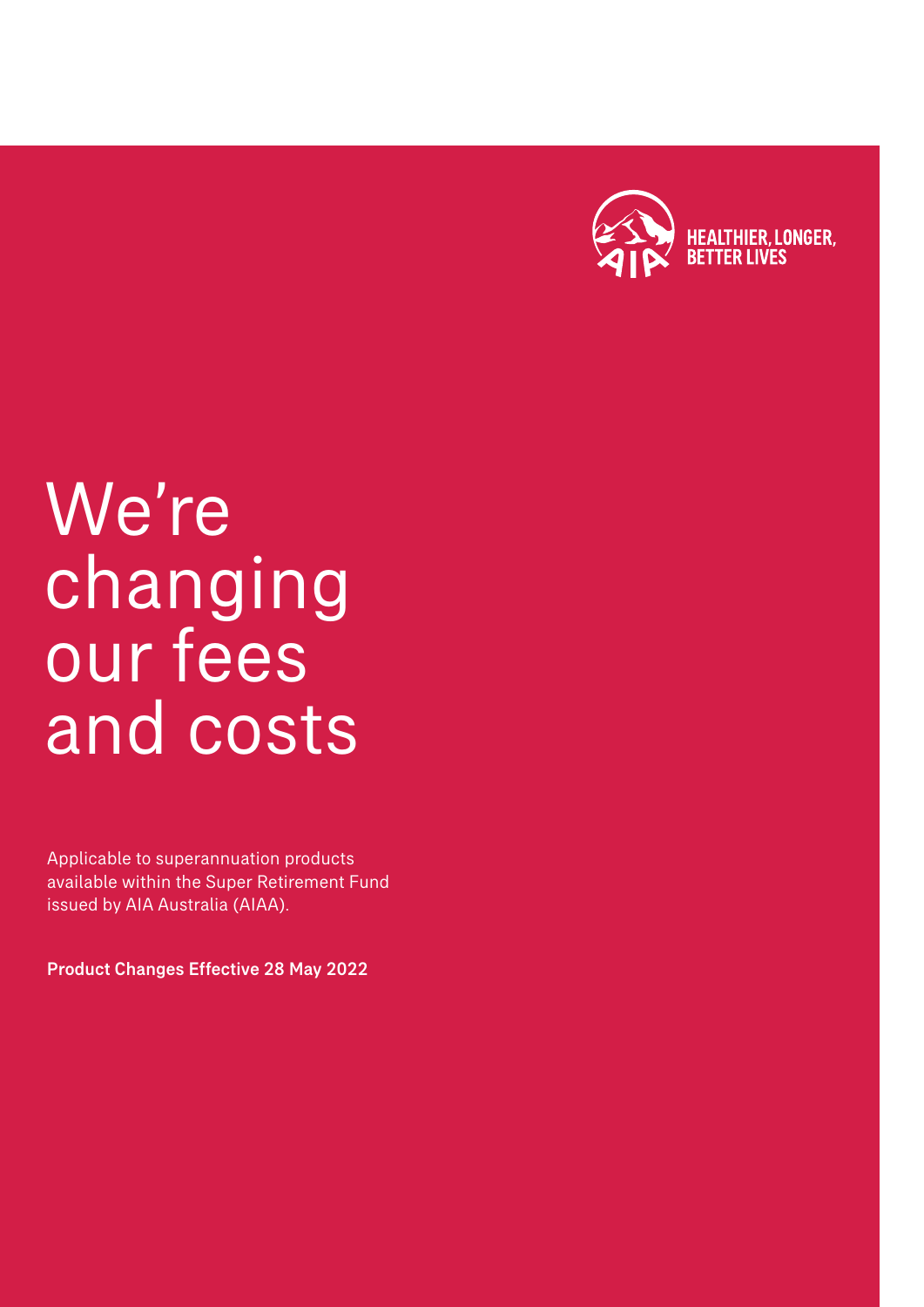HEALTHIER, LONGER, BETTER LIVES

# We're changing our fees and costs

Applicable to superannuation products available within the Super Retirement Fund issued by AIA Australia (AIAA).

**Product Changes Effective 28 May 2022**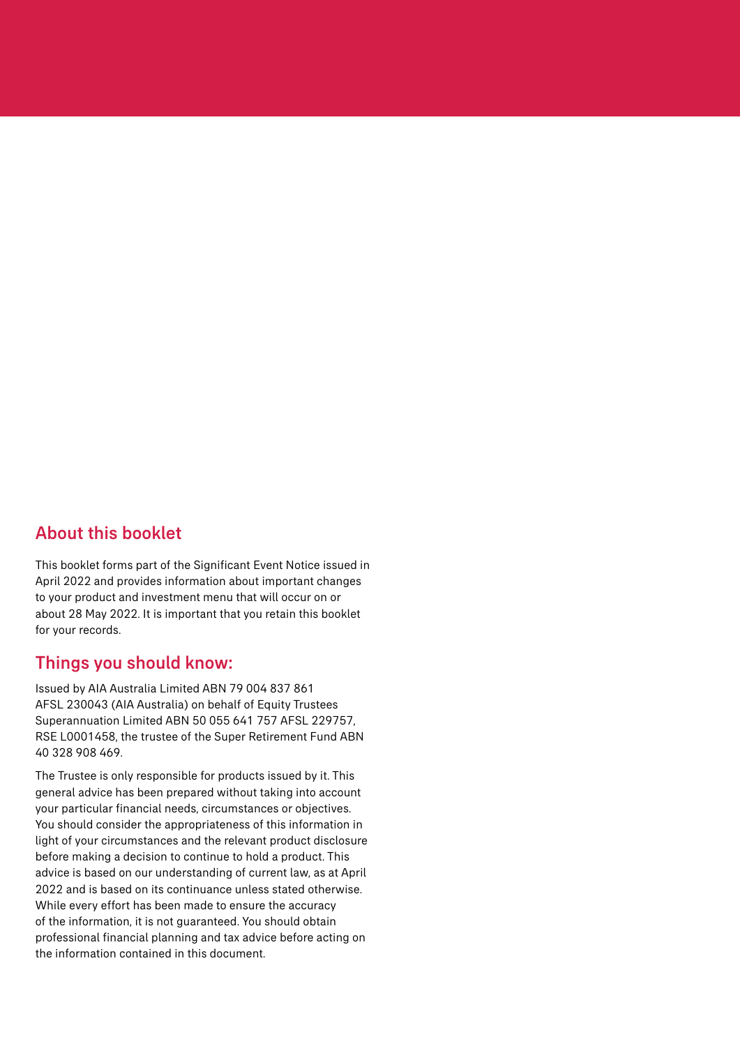## About this booklet

This booklet forms part of the Significant Event Notice issued in April 2022 and provides information about important changes to your product and investment menu that will occur on or about 28 May 2022. It is important that you retain this booklet for your records.

## Things you should know:

Issued by AIA Australia Limited ABN 79 004 837 861 AFSL 230043 (AIA Australia) on behalf of Equity Trustees Superannuation Limited ABN 50 055 641 757 AFSL 229757, RSE L0001458, the trustee of the Super Retirement Fund ABN 40 328 908 469.

The Trustee is only responsible for products issued by it. This general advice has been prepared without taking into account your particular financial needs, circumstances or objectives. You should consider the appropriateness of this information in light of your circumstances and the relevant product disclosure before making a decision to continue to hold a product. This advice is based on our understanding of current law, as at April 2022 and is based on its continuance unless stated otherwise. While every effort has been made to ensure the accuracy of the information, it is not guaranteed. You should obtain professional financial planning and tax advice before acting on the information contained in this document.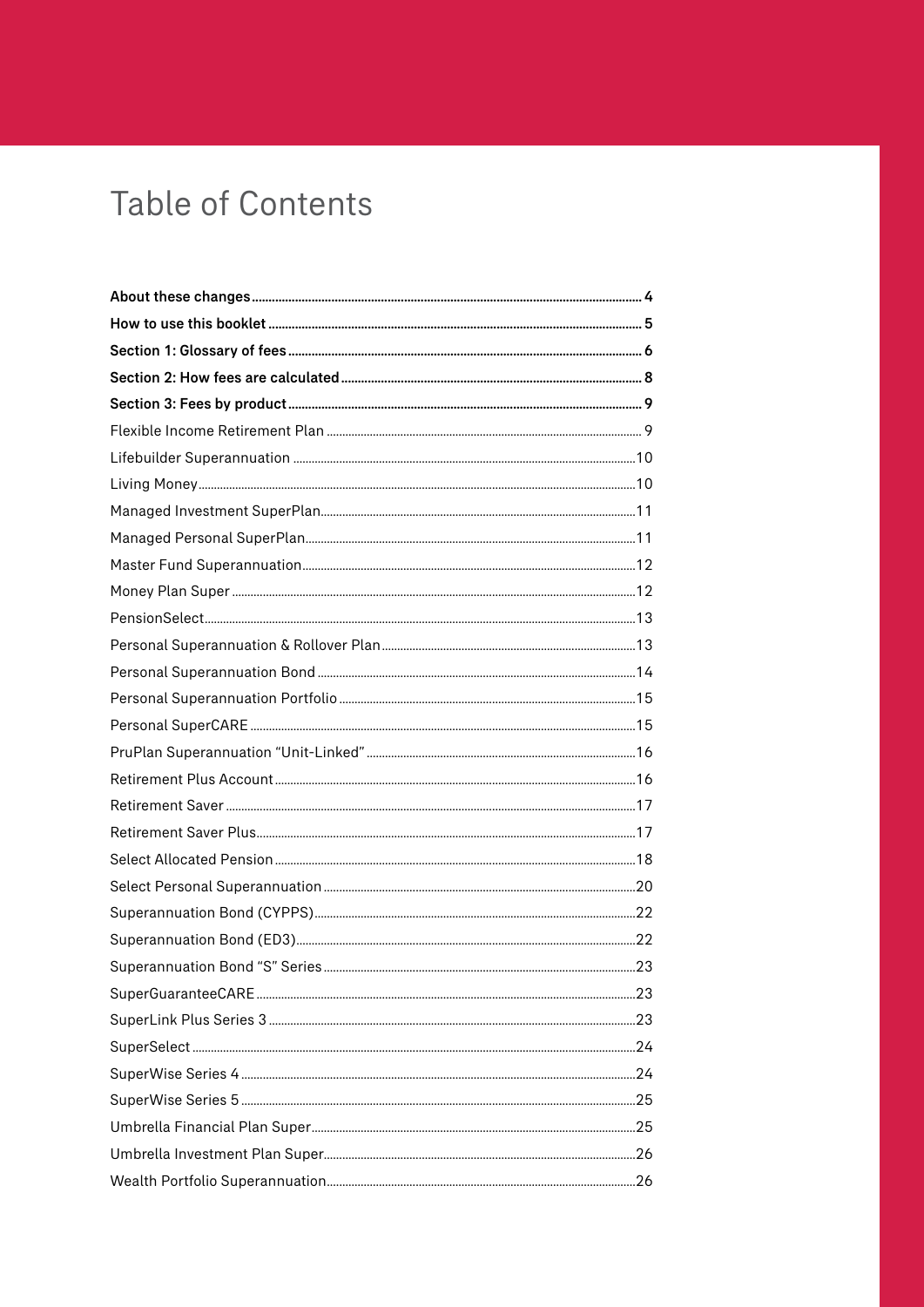# Table of Contents

| | |
|---|---|
| **About these changes** | **4** |
| **How to use this booklet** | **5** |
| **Section 1: Glossary of fees** | **6** |
| **Section 2: How fees are calculated** | **8** |
| **Section 3: Fees by product** | **9** |
| Flexible Income Retirement Plan | 9 |
| Lifebuilder Superannuation | 10 |
| Living Money | 10 |
| Managed Investment SuperPlan | 11 |
| Managed Personal SuperPlan | 11 |
| Master Fund Superannuation | 12 |
| Money Plan Super | 12 |
| PensionSelect | 13 |
| Personal Superannuation & Rollover Plan | 13 |
| Personal Superannuation Bond | 14 |
| Personal Superannuation Portfolio | 15 |
| Personal SuperCARE | 15 |
| PruPlan Superannuation "Unit-Linked" | 16 |
| Retirement Plus Account | 16 |
| Retirement Saver | 17 |
| Retirement Saver Plus | 17 |
| Select Allocated Pension | 18 |
| Select Personal Superannuation | 20 |
| Superannuation Bond (CYPPS) | 22 |
| Superannuation Bond (ED3) | 22 |
| Superannuation Bond "S" Series | 23 |
| SuperGuaranteeCARE | 23 |
| SuperLink Plus Series 3 | 23 |
| SuperSelect | 24 |
| SuperWise Series 4 | 24 |
| SuperWise Series 5 | 25 |
| Umbrella Financial Plan Super | 25 |
| Umbrella Investment Plan Super | 26 |
| Wealth Portfolio Superannuation | 26 |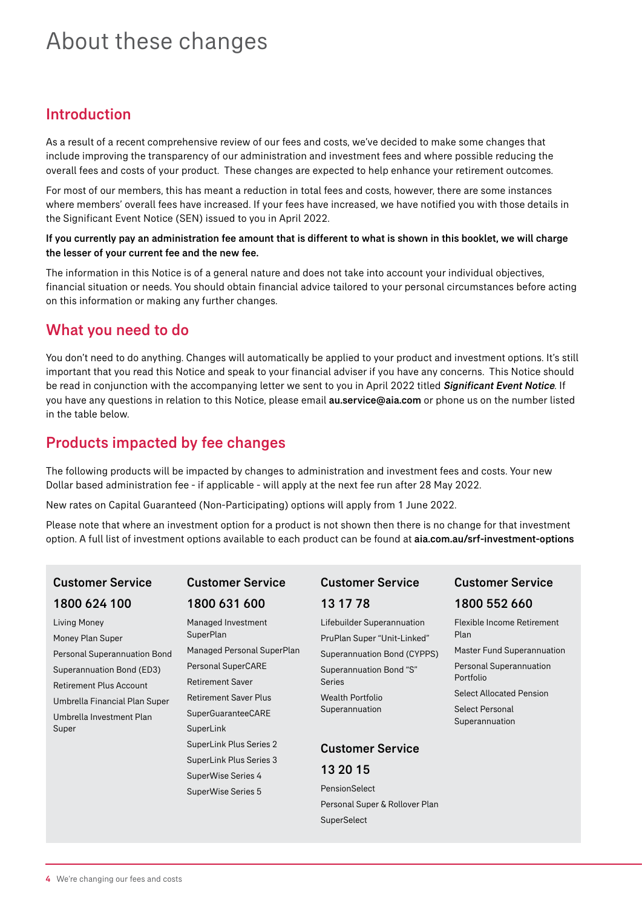# About these changes

## Introduction

As a result of a recent comprehensive review of our fees and costs, we've decided to make some changes that include improving the transparency of our administration and investment fees and where possible reducing the overall fees and costs of your product. These changes are expected to help enhance your retirement outcomes.

For most of our members, this has meant a reduction in total fees and costs, however, there are some instances where members' overall fees have increased. If your fees have increased, we have notified you with those details in the Significant Event Notice (SEN) issued to you in April 2022.

**If you currently pay an administration fee amount that is different to what is shown in this booklet, we will charge the lesser of your current fee and the new fee.**

The information in this Notice is of a general nature and does not take into account your individual objectives, financial situation or needs. You should obtain financial advice tailored to your personal circumstances before acting on this information or making any further changes.

## What you need to do

You don't need to do anything. Changes will automatically be applied to your product and investment options. It's still important that you read this Notice and speak to your financial adviser if you have any concerns. This Notice should be read in conjunction with the accompanying letter we sent to you in April 2022 titled ***Significant Event Notice***. If you have any questions in relation to this Notice, please email **au.service@aia.com** or phone us on the number listed in the table below.

## Products impacted by fee changes

The following products will be impacted by changes to administration and investment fees and costs. Your new Dollar based administration fee - if applicable - will apply at the next fee run after 28 May 2022.

New rates on Capital Guaranteed (Non-Participating) options will apply from 1 June 2022.

Please note that where an investment option for a product is not shown then there is no change for that investment option. A full list of investment options available to each product can be found at **aia.com.au/srf-investment-options**

**Customer Service 1800 624 100**

- Living Money
- Money Plan Super
- Personal Superannuation Bond
- Superannuation Bond (ED3)
- Retirement Plus Account
- Umbrella Financial Plan Super
- Umbrella Investment Plan Super

**Customer Service 1800 631 600**

- Managed Investment SuperPlan
- Managed Personal SuperPlan
- Personal SuperCARE
- Retirement Saver
- Retirement Saver Plus
- SuperGuaranteeCARE
- SuperLink
- SuperLink Plus Series 2
- SuperLink Plus Series 3
- SuperWise Series 4
- SuperWise Series 5

**Customer Service 13 17 78**

- Lifebuilder Superannuation
- PruPlan Super "Unit-Linked"
- Superannuation Bond (CYPPS)
- Superannuation Bond "S" Series
- Wealth Portfolio Superannuation

**Customer Service 13 20 15**

- PensionSelect
- Personal Super & Rollover Plan
- SuperSelect

**Customer Service 1800 552 660**

- Flexible Income Retirement Plan
- Master Fund Superannuation
- Personal Superannuation Portfolio
- Select Allocated Pension
- Select Personal Superannuation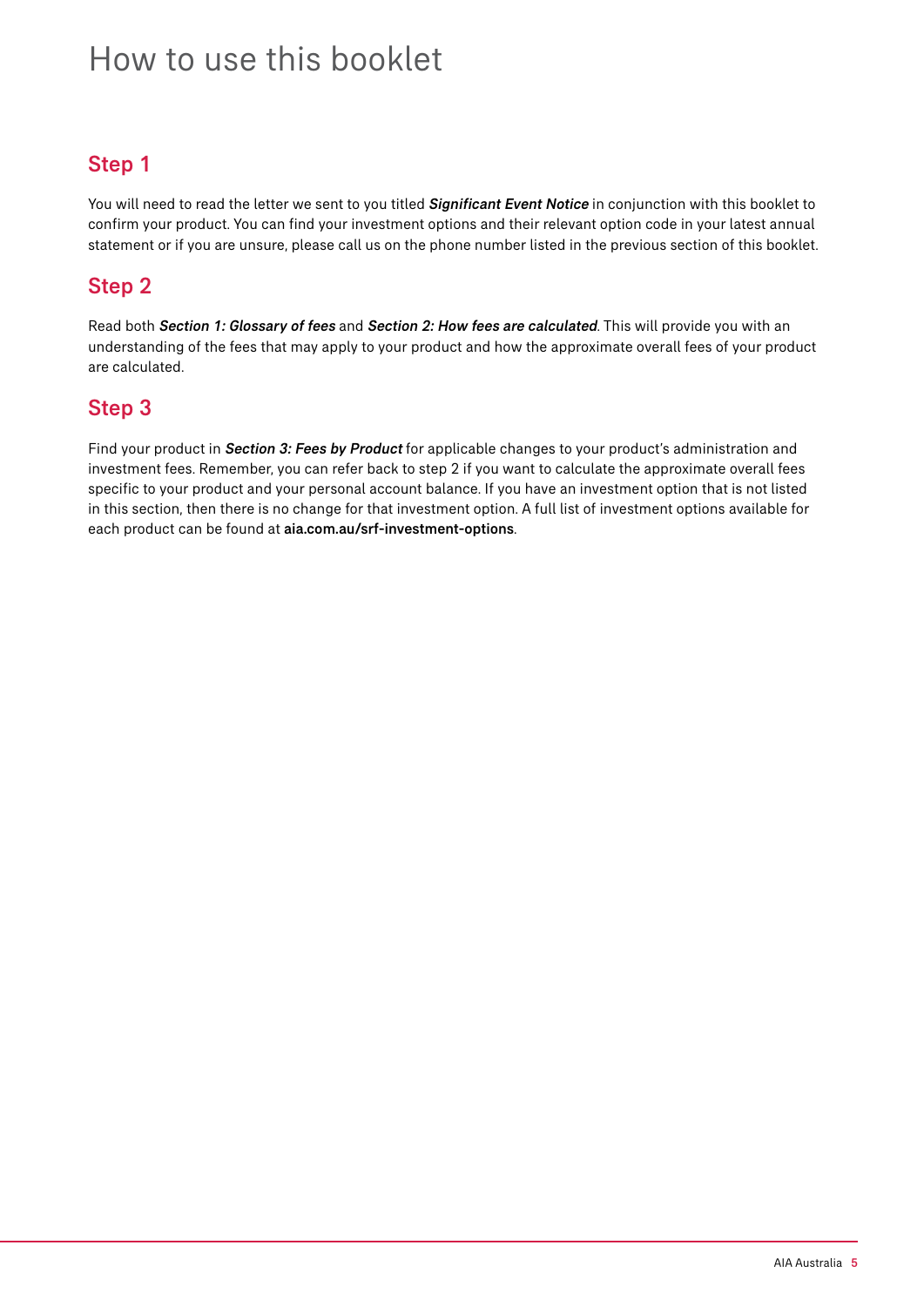# How to use this booklet

## Step 1

You will need to read the letter we sent to you titled ***Significant Event Notice*** in conjunction with this booklet to confirm your product. You can find your investment options and their relevant option code in your latest annual statement or if you are unsure, please call us on the phone number listed in the previous section of this booklet.

## Step 2

Read both ***Section 1: Glossary of fees*** and ***Section 2: How fees are calculated***. This will provide you with an understanding of the fees that may apply to your product and how the approximate overall fees of your product are calculated.

## Step 3

Find your product in ***Section 3: Fees by Product*** for applicable changes to your product's administration and investment fees. Remember, you can refer back to step 2 if you want to calculate the approximate overall fees specific to your product and your personal account balance. If you have an investment option that is not listed in this section, then there is no change for that investment option. A full list of investment options available for each product can be found at **aia.com.au/srf-investment-options**.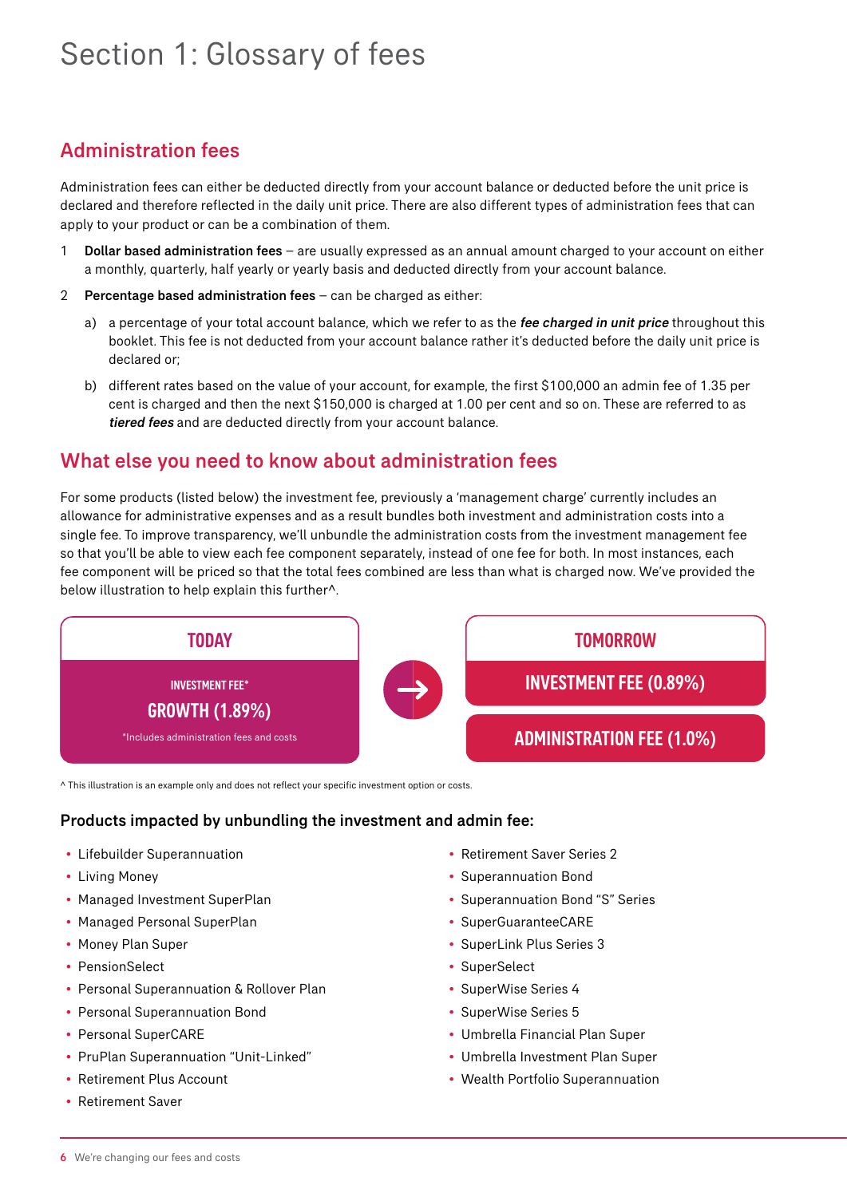# Section 1: Glossary of fees

## Administration fees

Administration fees can either be deducted directly from your account balance or deducted before the unit price is declared and therefore reflected in the daily unit price. There are also different types of administration fees that can apply to your product or can be a combination of them.

1. **Dollar based administration fees** – are usually expressed as an annual amount charged to your account on either a monthly, quarterly, half yearly or yearly basis and deducted directly from your account balance.
2. **Percentage based administration fees** – can be charged as either:
   a) a percentage of your total account balance, which we refer to as the ***fee charged in unit price*** throughout this booklet. This fee is not deducted from your account balance rather it's deducted before the daily unit price is declared or;
   b) different rates based on the value of your account, for example, the first $100,000 an admin fee of 1.35 per cent is charged and then the next $150,000 is charged at 1.00 per cent and so on. These are referred to as ***tiered fees*** and are deducted directly from your account balance.

## What else you need to know about administration fees

For some products (listed below) the investment fee, previously a 'management charge' currently includes an allowance for administrative expenses and as a result bundles both investment and administration costs into a single fee. To improve transparency, we'll unbundle the administration costs from the investment management fee so that you'll be able to view each fee component separately, instead of one fee for both. In most instances, each fee component will be priced so that the total fees combined are less than what is charged now. We've provided the below illustration to help explain this further^.

| TODAY | → | TOMORROW |
|---|---|---|
| INVESTMENT FEE* GROWTH (1.89%) *Includes administration fees and costs | | INVESTMENT FEE (0.89%) |
| | | ADMINISTRATION FEE (1.0%) |

^ This illustration is an example only and does not reflect your specific investment option or costs.

### Products impacted by unbundling the investment and admin fee:

- Lifebuilder Superannuation
- Living Money
- Managed Investment SuperPlan
- Managed Personal SuperPlan
- Money Plan Super
- PensionSelect
- Personal Superannuation & Rollover Plan
- Personal Superannuation Bond
- Personal SuperCARE
- PruPlan Superannuation "Unit-Linked"
- Retirement Plus Account
- Retirement Saver
- Retirement Saver Series 2
- Superannuation Bond
- Superannuation Bond "S" Series
- SuperGuaranteeCARE
- SuperLink Plus Series 3
- SuperSelect
- SuperWise Series 4
- SuperWise Series 5
- Umbrella Financial Plan Super
- Umbrella Investment Plan Super
- Wealth Portfolio Superannuation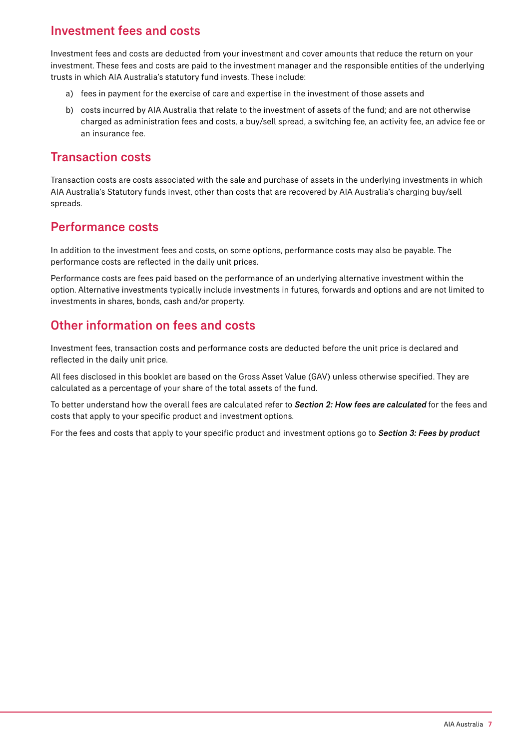## Investment fees and costs

Investment fees and costs are deducted from your investment and cover amounts that reduce the return on your investment. These fees and costs are paid to the investment manager and the responsible entities of the underlying trusts in which AIA Australia's statutory fund invests. These include:

a) fees in payment for the exercise of care and expertise in the investment of those assets and

b) costs incurred by AIA Australia that relate to the investment of assets of the fund; and are not otherwise charged as administration fees and costs, a buy/sell spread, a switching fee, an activity fee, an advice fee or an insurance fee.

## Transaction costs

Transaction costs are costs associated with the sale and purchase of assets in the underlying investments in which AIA Australia's Statutory funds invest, other than costs that are recovered by AIA Australia's charging buy/sell spreads.

## Performance costs

In addition to the investment fees and costs, on some options, performance costs may also be payable. The performance costs are reflected in the daily unit prices.

Performance costs are fees paid based on the performance of an underlying alternative investment within the option. Alternative investments typically include investments in futures, forwards and options and are not limited to investments in shares, bonds, cash and/or property.

## Other information on fees and costs

Investment fees, transaction costs and performance costs are deducted before the unit price is declared and reflected in the daily unit price.

All fees disclosed in this booklet are based on the Gross Asset Value (GAV) unless otherwise specified. They are calculated as a percentage of your share of the total assets of the fund.

To better understand how the overall fees are calculated refer to ***Section 2: How fees are calculated*** for the fees and costs that apply to your specific product and investment options.

For the fees and costs that apply to your specific product and investment options go to ***Section 3: Fees by product***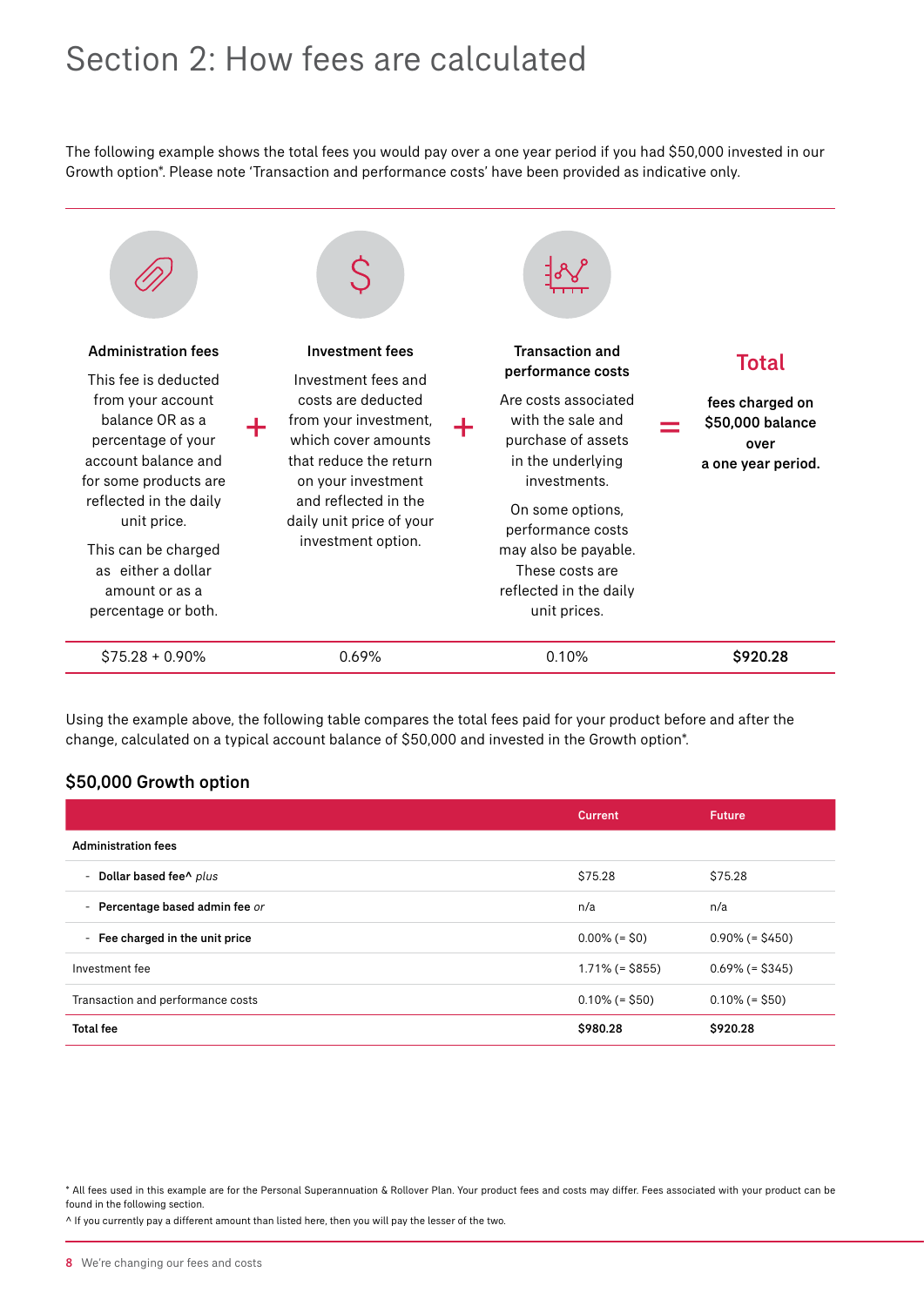# Section 2: How fees are calculated

The following example shows the total fees you would pay over a one year period if you had $50,000 invested in our Growth option*. Please note 'Transaction and performance costs' have been provided as indicative only.

| Administration fees | + | Investment fees | + | Transaction and performance costs | = | Total |
|---|---|---|---|---|---|---|
| This fee is deducted from your account balance OR as a percentage of your account balance and for some products are reflected in the daily unit price. This can be charged as either a dollar amount or as a percentage or both. | | Investment fees and costs are deducted from your investment, which cover amounts that reduce the return on your investment and reflected in the daily unit price of your investment option. | | Are costs associated with the sale and purchase of assets in the underlying investments. On some options, performance costs may also be payable. These costs are reflected in the daily unit prices. | | **fees charged on $50,000 balance over a one year period.** |
| $75.28 + 0.90% | | 0.69% | | 0.10% | | **$920.28** |

Using the example above, the following table compares the total fees paid for your product before and after the change, calculated on a typical account balance of $50,000 and invested in the Growth option*.

## $50,000 Growth option

| | Current | Future |
|---|---|---|
| **Administration fees** | | |
| - **Dollar based fee^** *plus* | $75.28 | $75.28 |
| - **Percentage based admin fee** *or* | n/a | n/a |
| - **Fee charged in the unit price** | 0.00% (= $0) | 0.90% (= $450) |
| Investment fee | 1.71% (= $855) | 0.69% (= $345) |
| Transaction and performance costs | 0.10% (= $50) | 0.10% (= $50) |
| **Total fee** | **$980.28** | **$920.28** |

* All fees used in this example are for the Personal Superannuation & Rollover Plan. Your product fees and costs may differ. Fees associated with your product can be found in the following section.

^ If you currently pay a different amount than listed here, then you will pay the lesser of the two.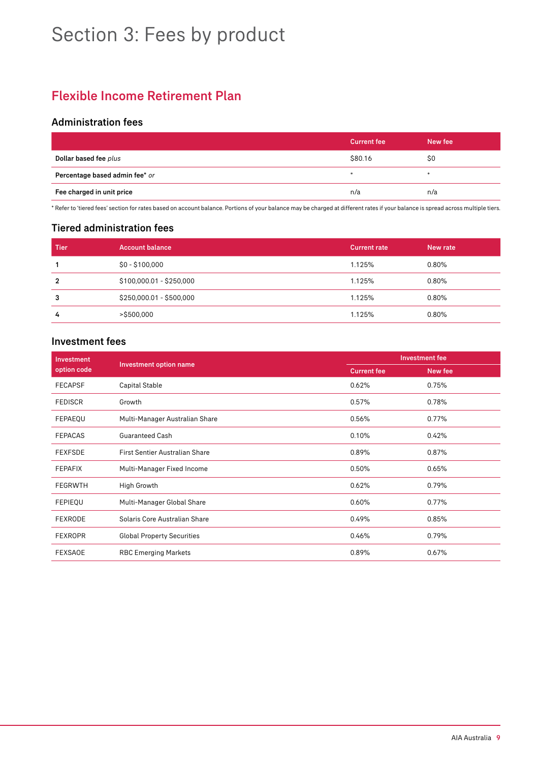# Section 3: Fees by product

## Flexible Income Retirement Plan

### Administration fees

| | Current fee | New fee |
|---|---|---|
| **Dollar based fee** *plus* | $80.16 | $0 |
| **Percentage based admin fee*** *or* | * | * |
| **Fee charged in unit price** | n/a | n/a |

* Refer to 'tiered fees' section for rates based on account balance. Portions of your balance may be charged at different rates if your balance is spread across multiple tiers.

### Tiered administration fees

| Tier | Account balance | Current rate | New rate |
|---|---|---|---|
| **1** | $0 - $100,000 | 1.125% | 0.80% |
| **2** | $100,000.01 - $250,000 | 1.125% | 0.80% |
| **3** | $250,000.01 - $500,000 | 1.125% | 0.80% |
| **4** | >$500,000 | 1.125% | 0.80% |

### Investment fees

| Investment option code | Investment option name | Investment fee | |
|---|---|---|---|
| | | Current fee | New fee |
| FECAPSF | Capital Stable | 0.62% | 0.75% |
| FEDISCR | Growth | 0.57% | 0.78% |
| FEPAEQU | Multi-Manager Australian Share | 0.56% | 0.77% |
| FEPACAS | Guaranteed Cash | 0.10% | 0.42% |
| FEXFSDE | First Sentier Australian Share | 0.89% | 0.87% |
| FEPAFIX | Multi-Manager Fixed Income | 0.50% | 0.65% |
| FEGRWTH | High Growth | 0.62% | 0.79% |
| FEPIEQU | Multi-Manager Global Share | 0.60% | 0.77% |
| FEXRODE | Solaris Core Australian Share | 0.49% | 0.85% |
| FEXROPR | Global Property Securities | 0.46% | 0.79% |
| FEXSAOE | RBC Emerging Markets | 0.89% | 0.67% |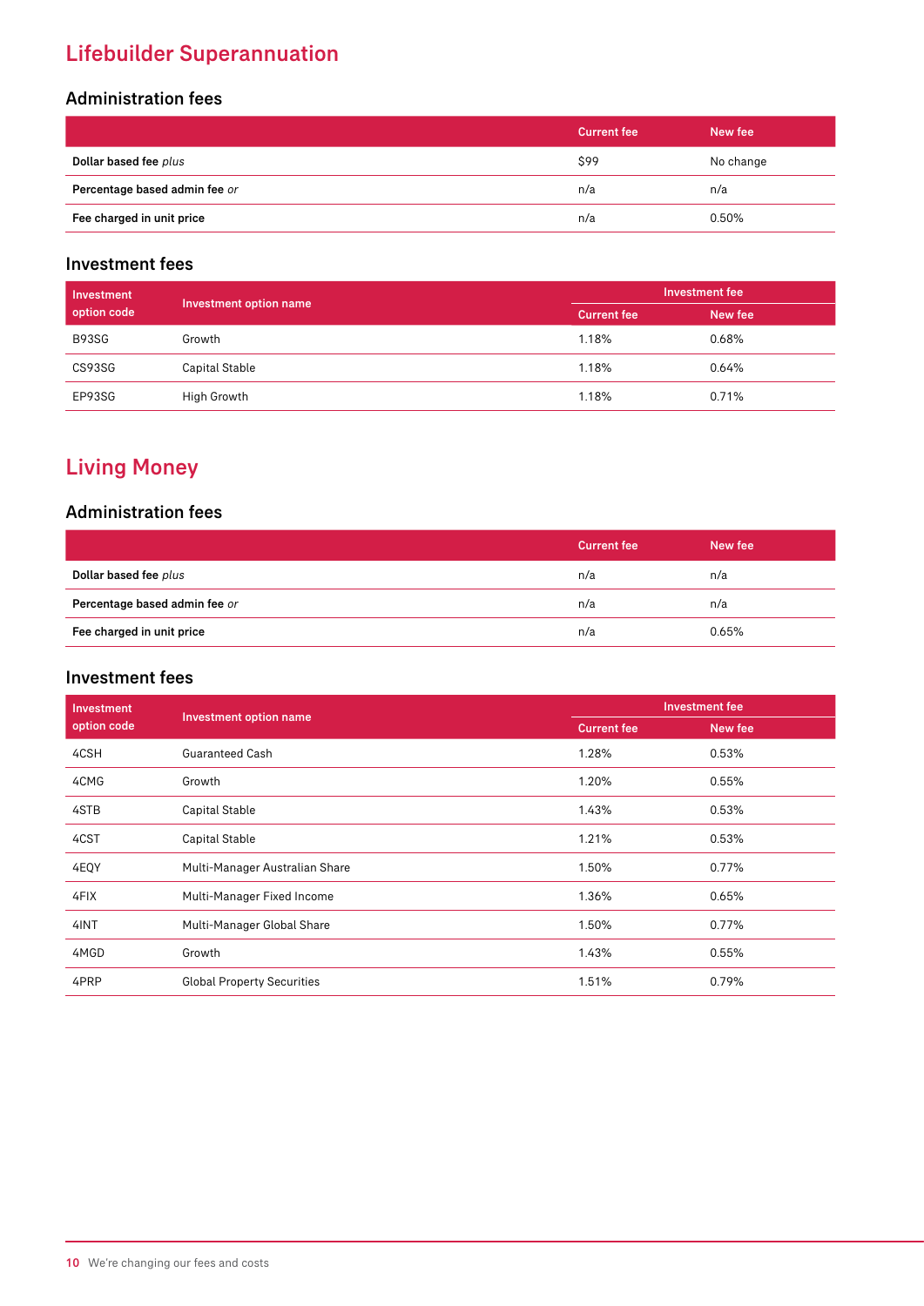## Lifebuilder Superannuation

### Administration fees

| | Current fee | New fee |
|---|---|---|
| **Dollar based fee** *plus* | $99 | No change |
| **Percentage based admin fee** *or* | n/a | n/a |
| **Fee charged in unit price** | n/a | 0.50% |

### Investment fees

| Investment option code | Investment option name | Investment fee | |
|---|---|---|---|
| | | Current fee | New fee |
| B93SG | Growth | 1.18% | 0.68% |
| CS93SG | Capital Stable | 1.18% | 0.64% |
| EP93SG | High Growth | 1.18% | 0.71% |

## Living Money

### Administration fees

| | Current fee | New fee |
|---|---|---|
| **Dollar based fee** *plus* | n/a | n/a |
| **Percentage based admin fee** *or* | n/a | n/a |
| **Fee charged in unit price** | n/a | 0.65% |

### Investment fees

| Investment option code | Investment option name | Investment fee | |
|---|---|---|---|
| | | Current fee | New fee |
| 4CSH | Guaranteed Cash | 1.28% | 0.53% |
| 4CMG | Growth | 1.20% | 0.55% |
| 4STB | Capital Stable | 1.43% | 0.53% |
| 4CST | Capital Stable | 1.21% | 0.53% |
| 4EQY | Multi-Manager Australian Share | 1.50% | 0.77% |
| 4FIX | Multi-Manager Fixed Income | 1.36% | 0.65% |
| 4INT | Multi-Manager Global Share | 1.50% | 0.77% |
| 4MGD | Growth | 1.43% | 0.55% |
| 4PRP | Global Property Securities | 1.51% | 0.79% |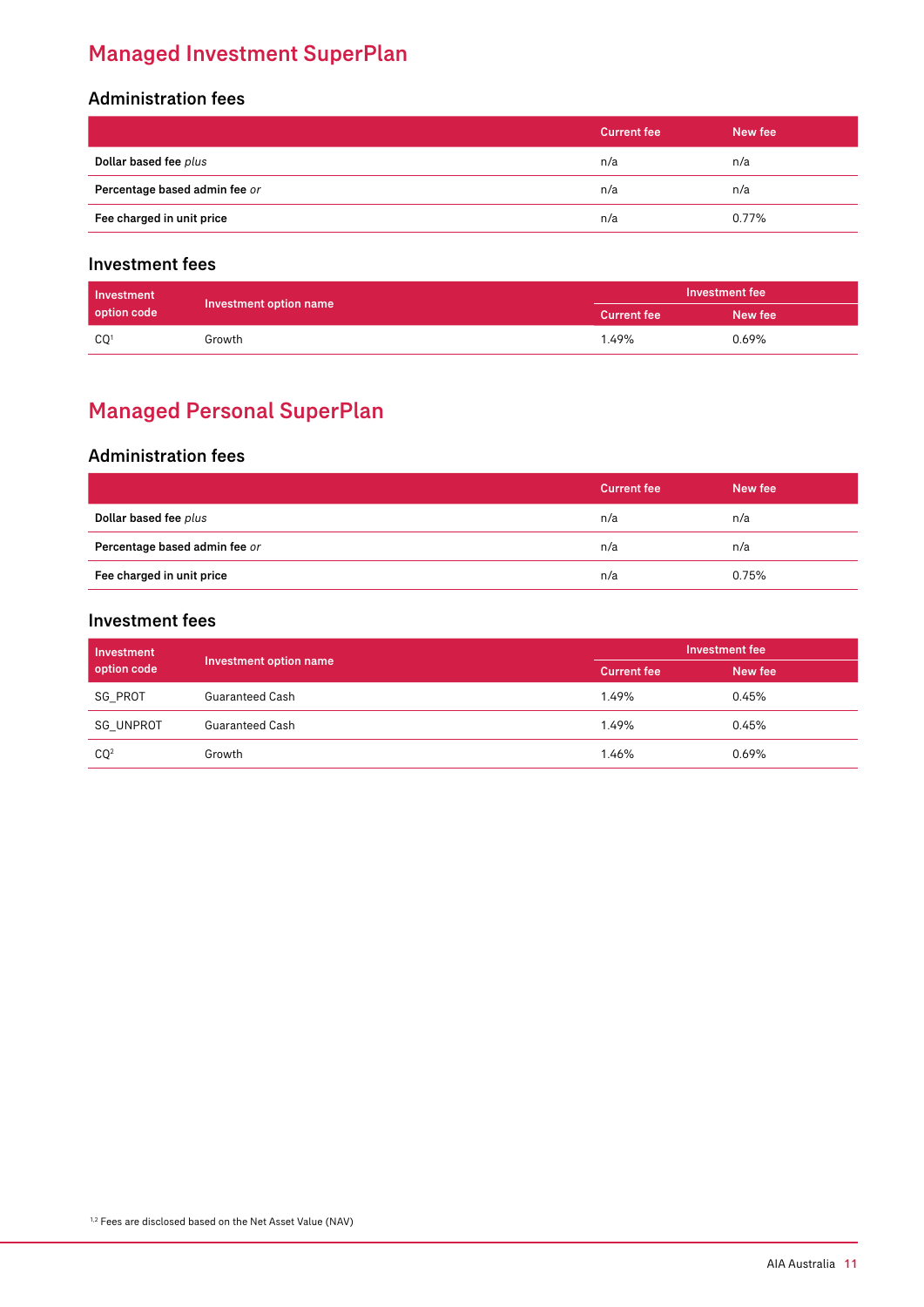# Managed Investment SuperPlan

## Administration fees

| | Current fee | New fee |
|---|---|---|
| **Dollar based fee** *plus* | n/a | n/a |
| **Percentage based admin fee** *or* | n/a | n/a |
| **Fee charged in unit price** | n/a | 0.77% |

## Investment fees

| Investment option code | Investment option name | Investment fee | |
|---|---|---|---|
| | | Current fee | New fee |
| CQ[1] | Growth | 1.49% | 0.69% |

# Managed Personal SuperPlan

## Administration fees

| | Current fee | New fee |
|---|---|---|
| **Dollar based fee** *plus* | n/a | n/a |
| **Percentage based admin fee** *or* | n/a | n/a |
| **Fee charged in unit price** | n/a | 0.75% |

## Investment fees

| Investment option code | Investment option name | Investment fee | |
|---|---|---|---|
| | | Current fee | New fee |
| SG_PROT | Guaranteed Cash | 1.49% | 0.45% |
| SG_UNPROT | Guaranteed Cash | 1.49% | 0.45% |
| CQ[2] | Growth | 1.46% | 0.69% |

[1,2] Fees are disclosed based on the Net Asset Value (NAV)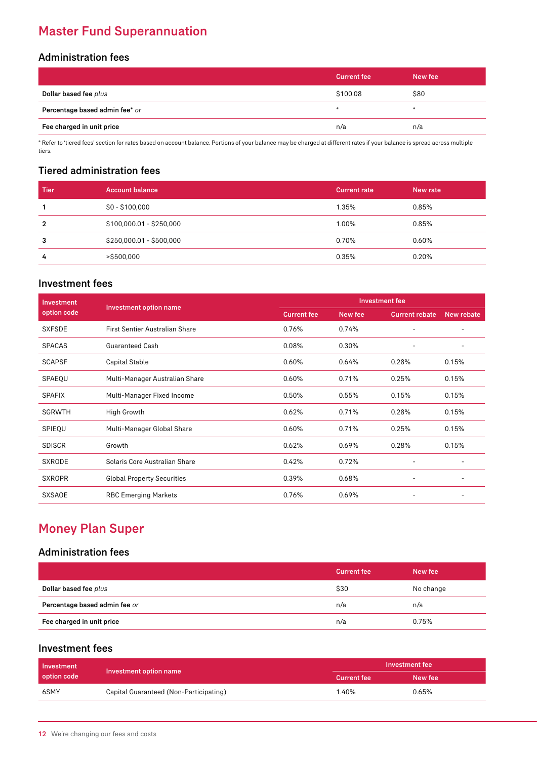# Master Fund Superannuation

## Administration fees

| | Current fee | New fee |
|---|---|---|
| **Dollar based fee** *plus* | $100.08 | $80 |
| **Percentage based admin fee*** *or* | * | * |
| **Fee charged in unit price** | n/a | n/a |

* Refer to 'tiered fees' section for rates based on account balance. Portions of your balance may be charged at different rates if your balance is spread across multiple tiers.

## Tiered administration fees

| Tier | Account balance | Current rate | New rate |
|---|---|---|---|
| 1 | $0 - $100,000 | 1.35% | 0.85% |
| 2 | $100,000.01 - $250,000 | 1.00% | 0.85% |
| 3 | $250,000.01 - $500,000 | 0.70% | 0.60% |
| 4 | >$500,000 | 0.35% | 0.20% |

## Investment fees

| Investment option code | Investment option name | Investment fee | | | |
|---|---|---|---|---|---|
| | | Current fee | New fee | Current rebate | New rebate |
| SXFSDE | First Sentier Australian Share | 0.76% | 0.74% | - | - |
| SPACAS | Guaranteed Cash | 0.08% | 0.30% | - | - |
| SCAPSF | Capital Stable | 0.60% | 0.64% | 0.28% | 0.15% |
| SPAEQU | Multi-Manager Australian Share | 0.60% | 0.71% | 0.25% | 0.15% |
| SPAFIX | Multi-Manager Fixed Income | 0.50% | 0.55% | 0.15% | 0.15% |
| SGRWTH | High Growth | 0.62% | 0.71% | 0.28% | 0.15% |
| SPIEQU | Multi-Manager Global Share | 0.60% | 0.71% | 0.25% | 0.15% |
| SDISCR | Growth | 0.62% | 0.69% | 0.28% | 0.15% |
| SXRODE | Solaris Core Australian Share | 0.42% | 0.72% | - | - |
| SXROPR | Global Property Securities | 0.39% | 0.68% | - | - |
| SXSAOE | RBC Emerging Markets | 0.76% | 0.69% | - | - |

# Money Plan Super

## Administration fees

| | Current fee | New fee |
|---|---|---|
| **Dollar based fee** *plus* | $30 | No change |
| **Percentage based admin fee** *or* | n/a | n/a |
| **Fee charged in unit price** | n/a | 0.75% |

## Investment fees

| Investment option code | Investment option name | Investment fee | |
|---|---|---|---|
| | | Current fee | New fee |
| 6SMY | Capital Guaranteed (Non-Participating) | 1.40% | 0.65% |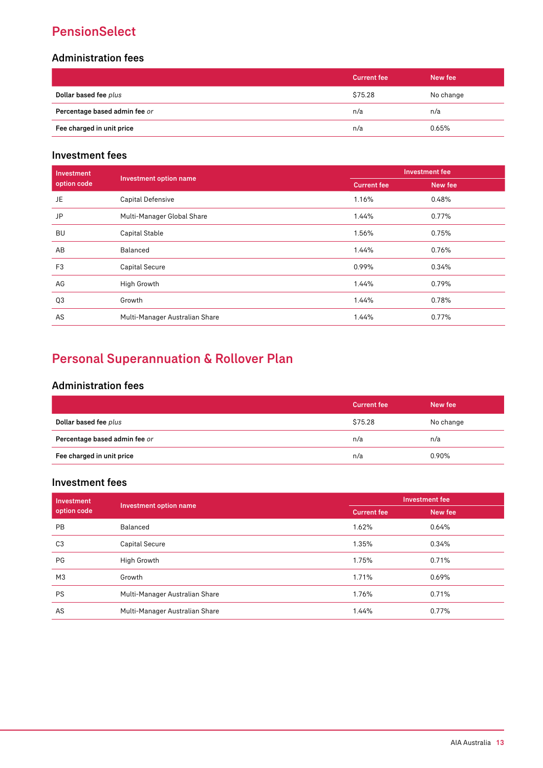# PensionSelect

## Administration fees

| | Current fee | New fee |
|---|---|---|
| **Dollar based fee** *plus* | $75.28 | No change |
| **Percentage based admin fee** *or* | n/a | n/a |
| **Fee charged in unit price** | n/a | 0.65% |

## Investment fees

| Investment option code | Investment option name | Investment fee | |
|---|---|---|---|
| | | Current fee | New fee |
| JE | Capital Defensive | 1.16% | 0.48% |
| JP | Multi-Manager Global Share | 1.44% | 0.77% |
| BU | Capital Stable | 1.56% | 0.75% |
| AB | Balanced | 1.44% | 0.76% |
| F3 | Capital Secure | 0.99% | 0.34% |
| AG | High Growth | 1.44% | 0.79% |
| Q3 | Growth | 1.44% | 0.78% |
| AS | Multi-Manager Australian Share | 1.44% | 0.77% |

# Personal Superannuation & Rollover Plan

## Administration fees

| | Current fee | New fee |
|---|---|---|
| **Dollar based fee** *plus* | $75.28 | No change |
| **Percentage based admin fee** *or* | n/a | n/a |
| **Fee charged in unit price** | n/a | 0.90% |

## Investment fees

| Investment option code | Investment option name | Investment fee | |
|---|---|---|---|
| | | Current fee | New fee |
| PB | Balanced | 1.62% | 0.64% |
| C3 | Capital Secure | 1.35% | 0.34% |
| PG | High Growth | 1.75% | 0.71% |
| M3 | Growth | 1.71% | 0.69% |
| PS | Multi-Manager Australian Share | 1.76% | 0.71% |
| AS | Multi-Manager Australian Share | 1.44% | 0.77% |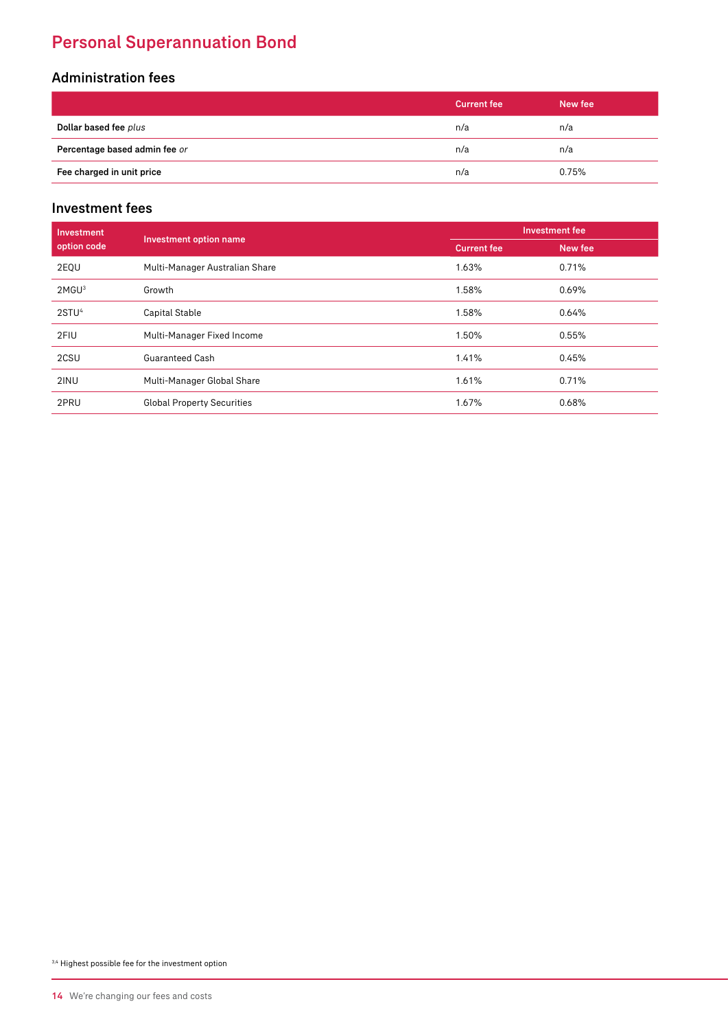# Personal Superannuation Bond

## Administration fees

| | Current fee | New fee |
|---|---|---|
| **Dollar based fee** *plus* | n/a | n/a |
| **Percentage based admin fee** *or* | n/a | n/a |
| **Fee charged in unit price** | n/a | 0.75% |

## Investment fees

| Investment option code | Investment option name | Investment fee | |
|---|---|---|---|
| | | Current fee | New fee |
| 2EQU | Multi-Manager Australian Share | 1.63% | 0.71% |
| 2MGU[3] | Growth | 1.58% | 0.69% |
| 2STU[4] | Capital Stable | 1.58% | 0.64% |
| 2FIU | Multi-Manager Fixed Income | 1.50% | 0.55% |
| 2CSU | Guaranteed Cash | 1.41% | 0.45% |
| 2INU | Multi-Manager Global Share | 1.61% | 0.71% |
| 2PRU | Global Property Securities | 1.67% | 0.68% |

[3,4] Highest possible fee for the investment option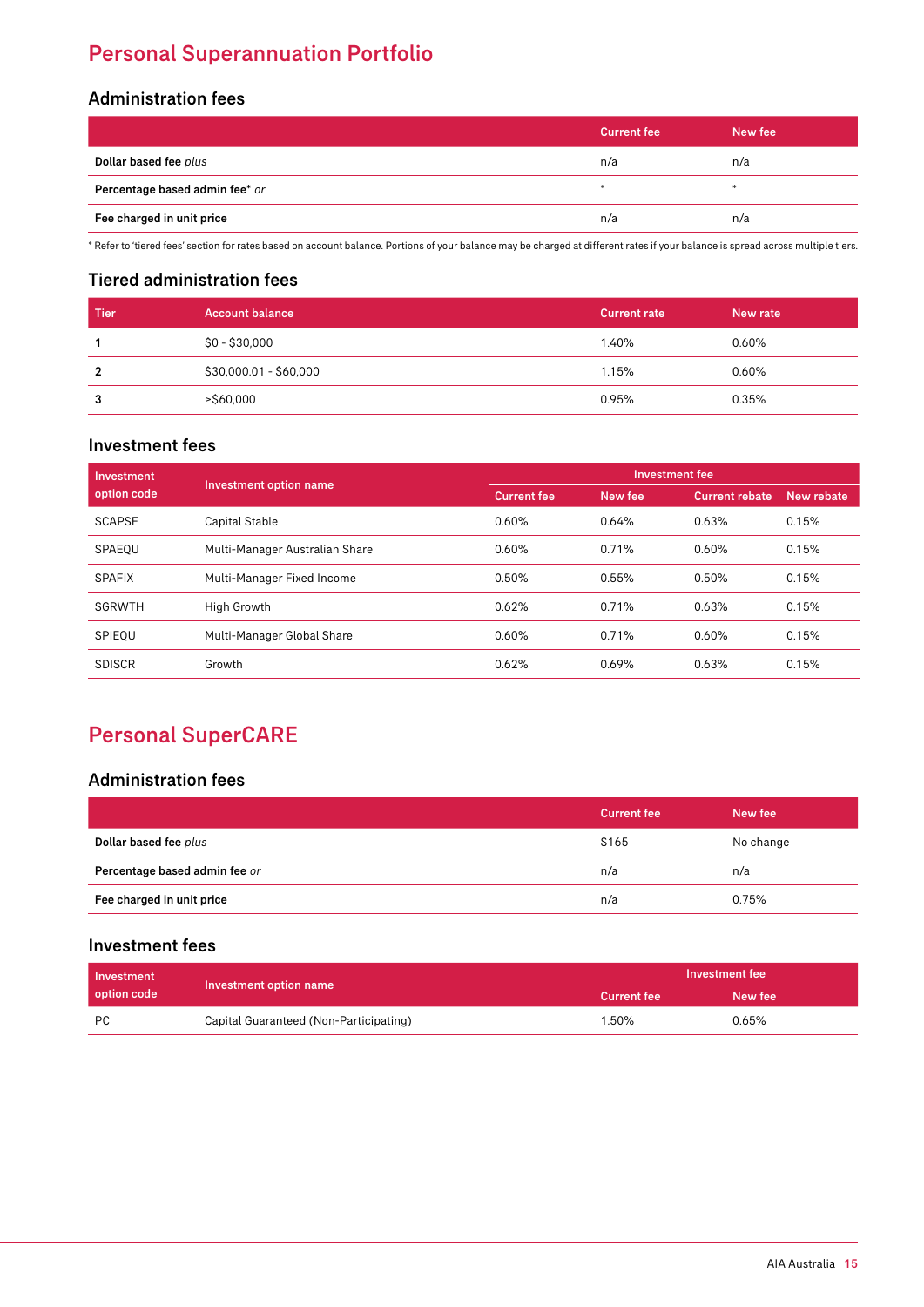# Personal Superannuation Portfolio

## Administration fees

| | Current fee | New fee |
|---|---|---|
| **Dollar based fee** *plus* | n/a | n/a |
| **Percentage based admin fee*** *or* | * | * |
| **Fee charged in unit price** | n/a | n/a |

* Refer to 'tiered fees' section for rates based on account balance. Portions of your balance may be charged at different rates if your balance is spread across multiple tiers.

## Tiered administration fees

| Tier | Account balance | Current rate | New rate |
|---|---|---|---|
| **1** | $0 - $30,000 | 1.40% | 0.60% |
| **2** | $30,000.01 - $60,000 | 1.15% | 0.60% |
| **3** | >$60,000 | 0.95% | 0.35% |

## Investment fees

| Investment option code | Investment option name | Investment fee | | | |
|---|---|---|---|---|---|
| | | Current fee | New fee | Current rebate | New rebate |
| SCAPSF | Capital Stable | 0.60% | 0.64% | 0.63% | 0.15% |
| SPAEQU | Multi-Manager Australian Share | 0.60% | 0.71% | 0.60% | 0.15% |
| SPAFIX | Multi-Manager Fixed Income | 0.50% | 0.55% | 0.50% | 0.15% |
| SGRWTH | High Growth | 0.62% | 0.71% | 0.63% | 0.15% |
| SPIEQU | Multi-Manager Global Share | 0.60% | 0.71% | 0.60% | 0.15% |
| SDISCR | Growth | 0.62% | 0.69% | 0.63% | 0.15% |

# Personal SuperCARE

## Administration fees

| | Current fee | New fee |
|---|---|---|
| **Dollar based fee** *plus* | $165 | No change |
| **Percentage based admin fee** *or* | n/a | n/a |
| **Fee charged in unit price** | n/a | 0.75% |

## Investment fees

| Investment option code | Investment option name | Investment fee | |
|---|---|---|---|
| | | Current fee | New fee |
| PC | Capital Guaranteed (Non-Participating) | 1.50% | 0.65% |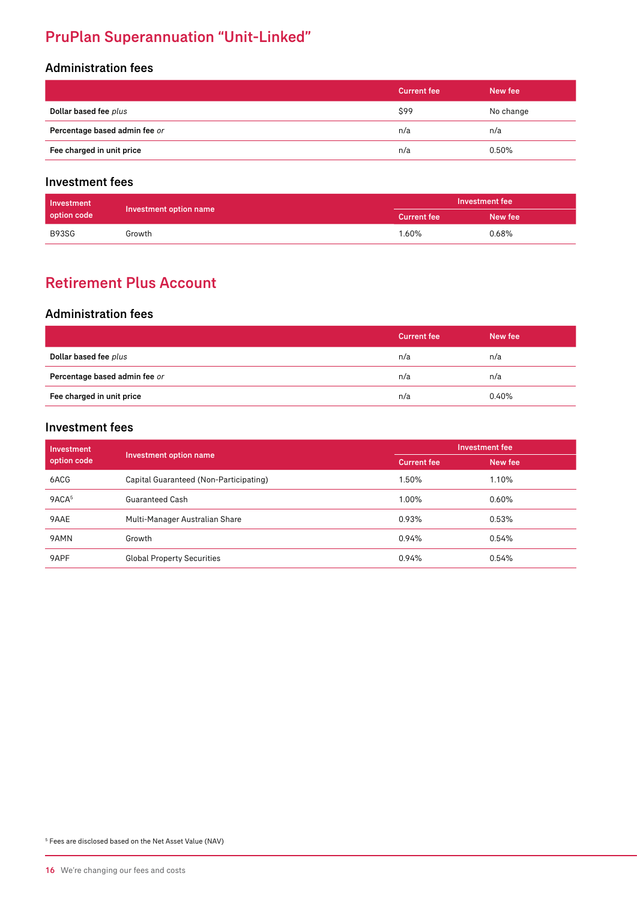## PruPlan Superannuation "Unit-Linked"

### Administration fees

| | Current fee | New fee |
|---|---|---|
| **Dollar based fee** *plus* | $99 | No change |
| **Percentage based admin fee** *or* | n/a | n/a |
| **Fee charged in unit price** | n/a | 0.50% |

### Investment fees

| Investment option code | Investment option name | Investment fee | |
|---|---|---|---|
| | | Current fee | New fee |
| B93SG | Growth | 1.60% | 0.68% |

## Retirement Plus Account

### Administration fees

| | Current fee | New fee |
|---|---|---|
| **Dollar based fee** *plus* | n/a | n/a |
| **Percentage based admin fee** *or* | n/a | n/a |
| **Fee charged in unit price** | n/a | 0.40% |

### Investment fees

| Investment option code | Investment option name | Investment fee | |
|---|---|---|---|
| | | Current fee | New fee |
| 6ACG | Capital Guaranteed (Non-Participating) | 1.50% | 1.10% |
| 9ACA[5] | Guaranteed Cash | 1.00% | 0.60% |
| 9AAE | Multi-Manager Australian Share | 0.93% | 0.53% |
| 9AMN | Growth | 0.94% | 0.54% |
| 9APF | Global Property Securities | 0.94% | 0.54% |

[5] Fees are disclosed based on the Net Asset Value (NAV)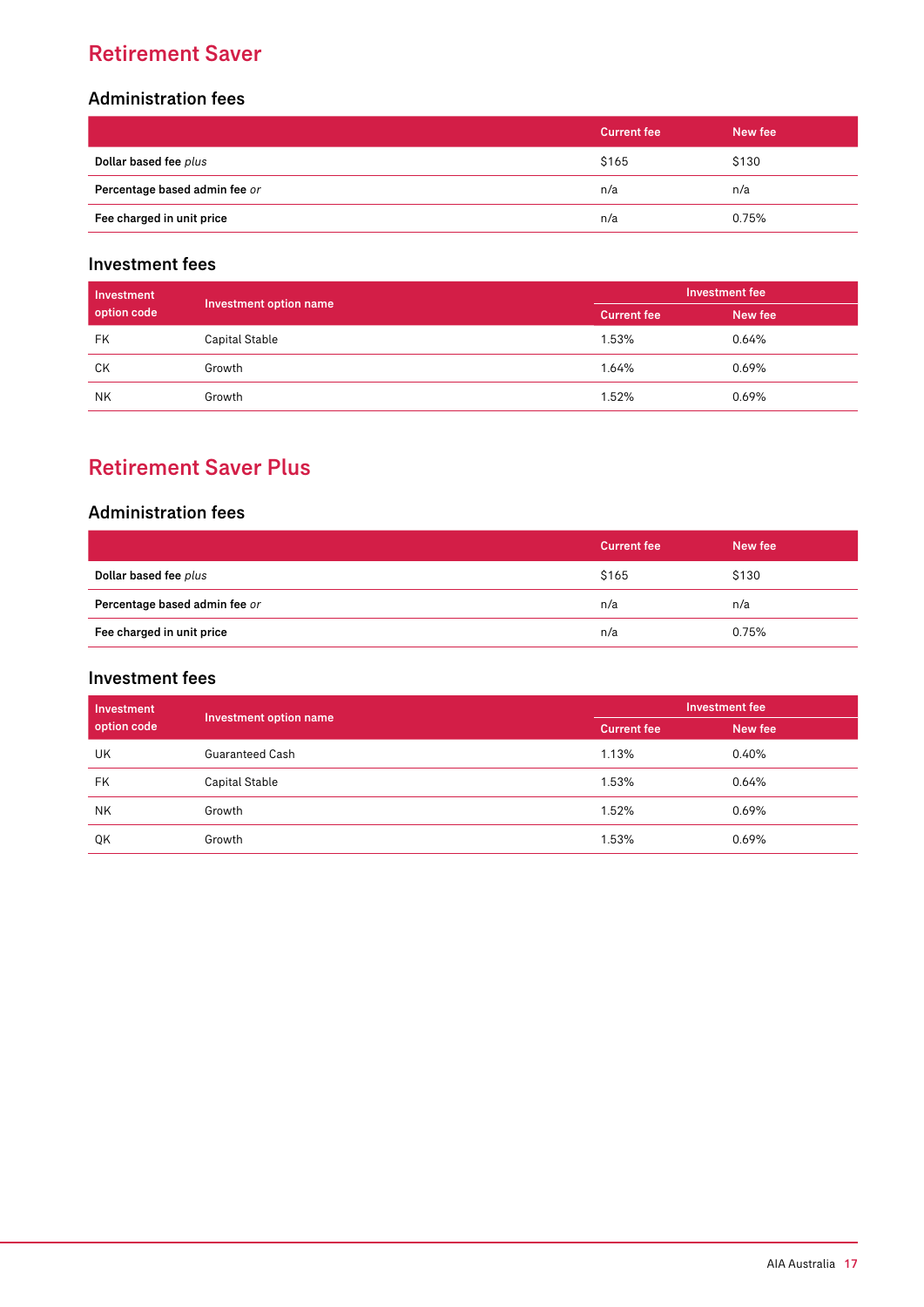# Retirement Saver

## Administration fees

| | Current fee | New fee |
|---|---|---|
| **Dollar based fee** *plus* | $165 | $130 |
| **Percentage based admin fee** *or* | n/a | n/a |
| **Fee charged in unit price** | n/a | 0.75% |

## Investment fees

| Investment option code | Investment option name | Investment fee | |
|---|---|---|---|
| | | Current fee | New fee |
| FK | Capital Stable | 1.53% | 0.64% |
| CK | Growth | 1.64% | 0.69% |
| NK | Growth | 1.52% | 0.69% |

# Retirement Saver Plus

## Administration fees

| | Current fee | New fee |
|---|---|---|
| **Dollar based fee** *plus* | $165 | $130 |
| **Percentage based admin fee** *or* | n/a | n/a |
| **Fee charged in unit price** | n/a | 0.75% |

## Investment fees

| Investment option code | Investment option name | Investment fee | |
|---|---|---|---|
| | | Current fee | New fee |
| UK | Guaranteed Cash | 1.13% | 0.40% |
| FK | Capital Stable | 1.53% | 0.64% |
| NK | Growth | 1.52% | 0.69% |
| QK | Growth | 1.53% | 0.69% |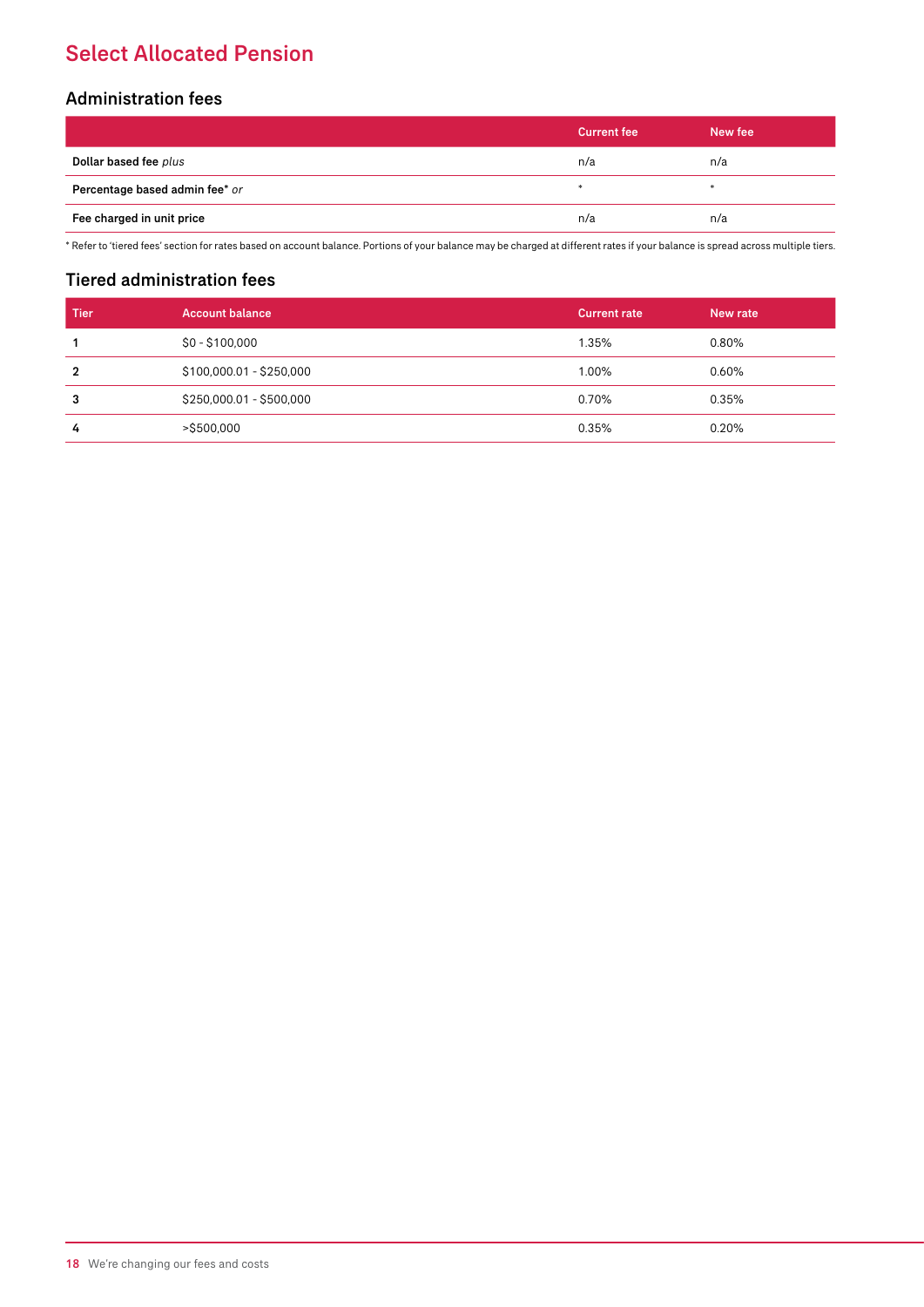## Select Allocated Pension

### Administration fees

| | Current fee | New fee |
|---|---|---|
| **Dollar based fee** *plus* | n/a | n/a |
| **Percentage based admin fee*** *or* | * | * |
| **Fee charged in unit price** | n/a | n/a |

* Refer to 'tiered fees' section for rates based on account balance. Portions of your balance may be charged at different rates if your balance is spread across multiple tiers.

### Tiered administration fees

| Tier | Account balance | Current rate | New rate |
|---|---|---|---|
| **1** | $0 - $100,000 | 1.35% | 0.80% |
| **2** | $100,000.01 - $250,000 | 1.00% | 0.60% |
| **3** | $250,000.01 - $500,000 | 0.70% | 0.35% |
| **4** | >$500,000 | 0.35% | 0.20% |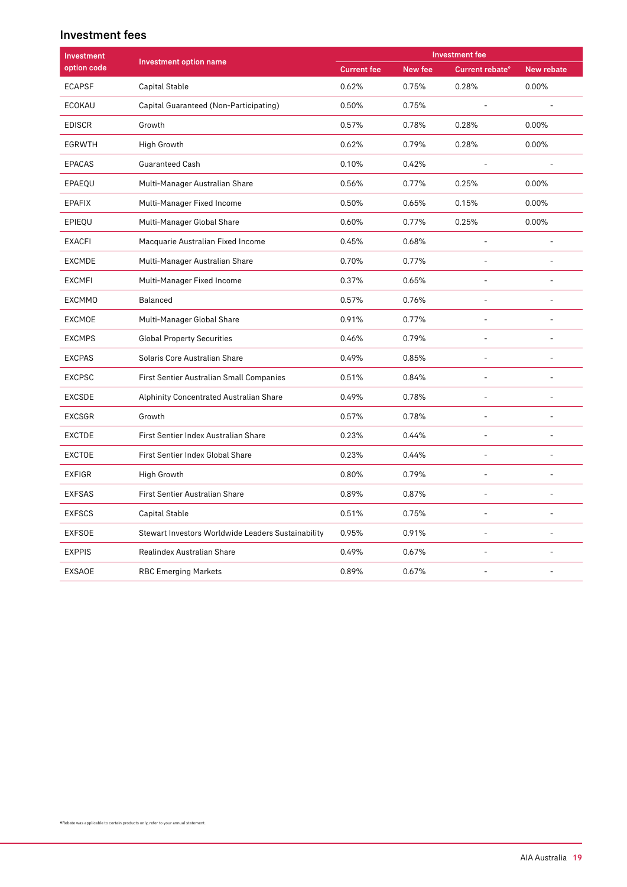## Investment fees

| Investment option code | Investment option name | Investment fee | | | |
|---|---|---|---|---|---|
| | | Current fee | New fee | Current rebate* | New rebate |
| ECAPSF | Capital Stable | 0.62% | 0.75% | 0.28% | 0.00% |
| ECOKAU | Capital Guaranteed (Non-Participating) | 0.50% | 0.75% | - | - |
| EDISCR | Growth | 0.57% | 0.78% | 0.28% | 0.00% |
| EGRWTH | High Growth | 0.62% | 0.79% | 0.28% | 0.00% |
| EPACAS | Guaranteed Cash | 0.10% | 0.42% | - | - |
| EPAEQU | Multi-Manager Australian Share | 0.56% | 0.77% | 0.25% | 0.00% |
| EPAFIX | Multi-Manager Fixed Income | 0.50% | 0.65% | 0.15% | 0.00% |
| EPIEQU | Multi-Manager Global Share | 0.60% | 0.77% | 0.25% | 0.00% |
| EXACFI | Macquarie Australian Fixed Income | 0.45% | 0.68% | - | - |
| EXCMDE | Multi-Manager Australian Share | 0.70% | 0.77% | - | - |
| EXCMFI | Multi-Manager Fixed Income | 0.37% | 0.65% | - | - |
| EXCMMO | Balanced | 0.57% | 0.76% | - | - |
| EXCMOE | Multi-Manager Global Share | 0.91% | 0.77% | - | - |
| EXCMPS | Global Property Securities | 0.46% | 0.79% | - | - |
| EXCPAS | Solaris Core Australian Share | 0.49% | 0.85% | - | - |
| EXCPSC | First Sentier Australian Small Companies | 0.51% | 0.84% | - | - |
| EXCSDE | Alphinity Concentrated Australian Share | 0.49% | 0.78% | - | - |
| EXCSGR | Growth | 0.57% | 0.78% | - | - |
| EXCTDE | First Sentier Index Australian Share | 0.23% | 0.44% | - | - |
| EXCTOE | First Sentier Index Global Share | 0.23% | 0.44% | - | - |
| EXFIGR | High Growth | 0.80% | 0.79% | - | - |
| EXFSAS | First Sentier Australian Share | 0.89% | 0.87% | - | - |
| EXFSCS | Capital Stable | 0.51% | 0.75% | - | - |
| EXFSOE | Stewart Investors Worldwide Leaders Sustainability | 0.95% | 0.91% | - | - |
| EXPPIS | Realindex Australian Share | 0.49% | 0.67% | - | - |
| EXSAOE | RBC Emerging Markets | 0.89% | 0.67% | - | - |

*Rebate was applicable to certain products only, refer to your annual statement.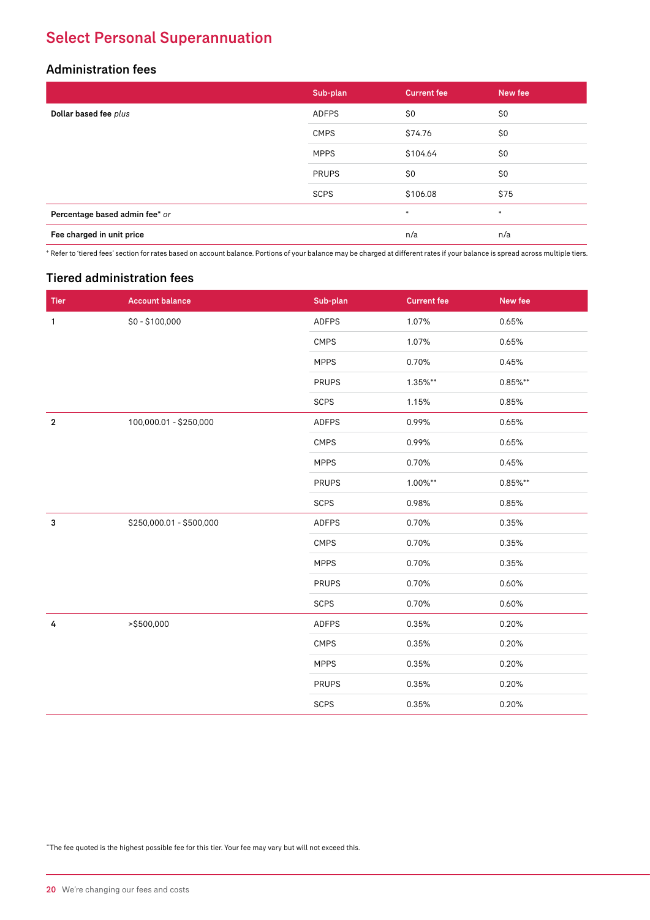## Select Personal Superannuation

### Administration fees

| | Sub-plan | Current fee | New fee |
|---|---|---|---|
| **Dollar based fee** *plus* | ADFPS | $0 | $0 |
| | CMPS | $74.76 | $0 |
| | MPPS | $104.64 | $0 |
| | PRUPS | $0 | $0 |
| | SCPS | $106.08 | $75 |
| **Percentage based admin fee*** *or* | | * | * |
| **Fee charged in unit price** | | n/a | n/a |

* Refer to 'tiered fees' section for rates based on account balance. Portions of your balance may be charged at different rates if your balance is spread across multiple tiers.

### Tiered administration fees

| Tier | Account balance | Sub-plan | Current fee | New fee |
|---|---|---|---|---|
| 1 | $0 - $100,000 | ADFPS | 1.07% | 0.65% |
| | | CMPS | 1.07% | 0.65% |
| | | MPPS | 0.70% | 0.45% |
| | | PRUPS | 1.35%** | 0.85%** |
| | | SCPS | 1.15% | 0.85% |
| **2** | 100,000.01 - $250,000 | ADFPS | 0.99% | 0.65% |
| | | CMPS | 0.99% | 0.65% |
| | | MPPS | 0.70% | 0.45% |
| | | PRUPS | 1.00%** | 0.85%** |
| | | SCPS | 0.98% | 0.85% |
| **3** | $250,000.01 - $500,000 | ADFPS | 0.70% | 0.35% |
| | | CMPS | 0.70% | 0.35% |
| | | MPPS | 0.70% | 0.35% |
| | | PRUPS | 0.70% | 0.60% |
| | | SCPS | 0.70% | 0.60% |
| **4** | >$500,000 | ADFPS | 0.35% | 0.20% |
| | | CMPS | 0.35% | 0.20% |
| | | MPPS | 0.35% | 0.20% |
| | | PRUPS | 0.35% | 0.20% |
| | | SCPS | 0.35% | 0.20% |

**The fee quoted is the highest possible fee for this tier. Your fee may vary but will not exceed this.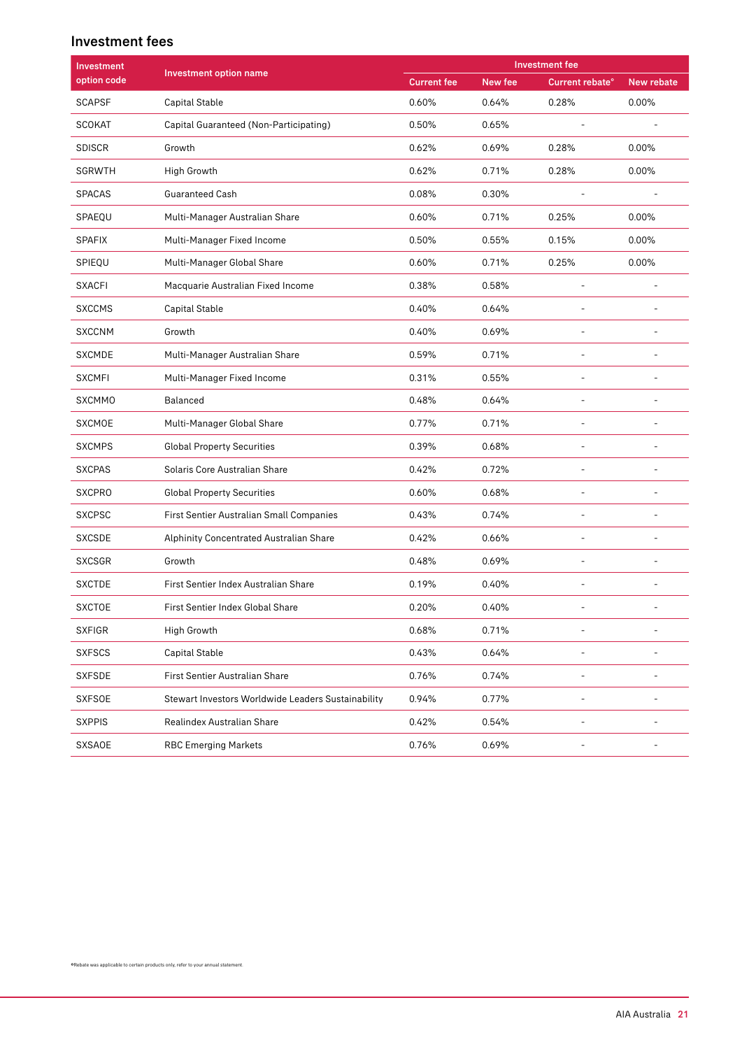## Investment fees

| Investment option code | Investment option name | Investment fee | | | |
|---|---|---|---|---|---|
| | | Current fee | New fee | Current rebate* | New rebate |
| SCAPSF | Capital Stable | 0.60% | 0.64% | 0.28% | 0.00% |
| SCOKAT | Capital Guaranteed (Non-Participating) | 0.50% | 0.65% | - | - |
| SDISCR | Growth | 0.62% | 0.69% | 0.28% | 0.00% |
| SGRWTH | High Growth | 0.62% | 0.71% | 0.28% | 0.00% |
| SPACAS | Guaranteed Cash | 0.08% | 0.30% | - | - |
| SPAEQU | Multi-Manager Australian Share | 0.60% | 0.71% | 0.25% | 0.00% |
| SPAFIX | Multi-Manager Fixed Income | 0.50% | 0.55% | 0.15% | 0.00% |
| SPIEQU | Multi-Manager Global Share | 0.60% | 0.71% | 0.25% | 0.00% |
| SXACFI | Macquarie Australian Fixed Income | 0.38% | 0.58% | - | - |
| SXCCMS | Capital Stable | 0.40% | 0.64% | - | - |
| SXCCNM | Growth | 0.40% | 0.69% | - | - |
| SXCMDE | Multi-Manager Australian Share | 0.59% | 0.71% | - | - |
| SXCMFI | Multi-Manager Fixed Income | 0.31% | 0.55% | - | - |
| SXCMMO | Balanced | 0.48% | 0.64% | - | - |
| SXCMOE | Multi-Manager Global Share | 0.77% | 0.71% | - | - |
| SXCMPS | Global Property Securities | 0.39% | 0.68% | - | - |
| SXCPAS | Solaris Core Australian Share | 0.42% | 0.72% | - | - |
| SXCPRO | Global Property Securities | 0.60% | 0.68% | - | - |
| SXCPSC | First Sentier Australian Small Companies | 0.43% | 0.74% | - | - |
| SXCSDE | Alphinity Concentrated Australian Share | 0.42% | 0.66% | - | - |
| SXCSGR | Growth | 0.48% | 0.69% | - | - |
| SXCTDE | First Sentier Index Australian Share | 0.19% | 0.40% | - | - |
| SXCTOE | First Sentier Index Global Share | 0.20% | 0.40% | - | - |
| SXFIGR | High Growth | 0.68% | 0.71% | - | - |
| SXFSCS | Capital Stable | 0.43% | 0.64% | - | - |
| SXFSDE | First Sentier Australian Share | 0.76% | 0.74% | - | - |
| SXFSOE | Stewart Investors Worldwide Leaders Sustainability | 0.94% | 0.77% | - | - |
| SXPPIS | Realindex Australian Share | 0.42% | 0.54% | - | - |
| SXSAOE | RBC Emerging Markets | 0.76% | 0.69% | - | - |

*Rebate was applicable to certain products only, refer to your annual statement.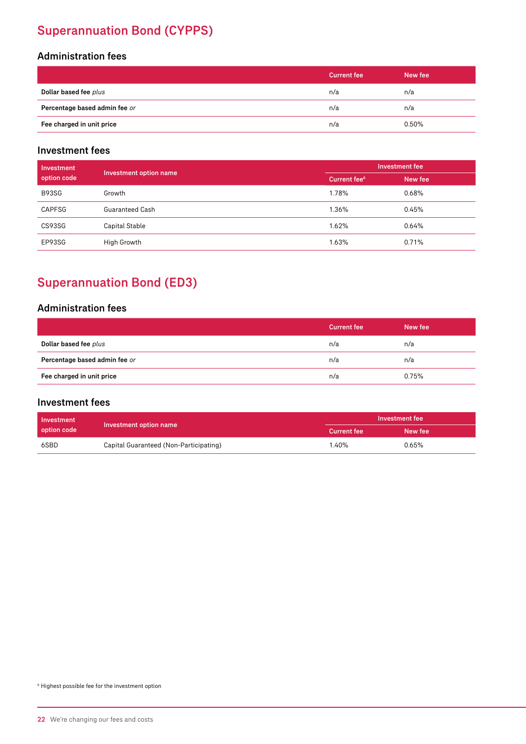# Superannuation Bond (CYPPS)

## Administration fees

| | Current fee | New fee |
|---|---|---|
| **Dollar based fee** *plus* | n/a | n/a |
| **Percentage based admin fee** *or* | n/a | n/a |
| **Fee charged in unit price** | n/a | 0.50% |

## Investment fees

| Investment option code | Investment option name | Investment fee | |
|---|---|---|---|
| | | Current fee[6] | New fee |
| B93SG | Growth | 1.78% | 0.68% |
| CAPFSG | Guaranteed Cash | 1.36% | 0.45% |
| CS93SG | Capital Stable | 1.62% | 0.64% |
| EP93SG | High Growth | 1.63% | 0.71% |

# Superannuation Bond (ED3)

## Administration fees

| | Current fee | New fee |
|---|---|---|
| **Dollar based fee** *plus* | n/a | n/a |
| **Percentage based admin fee** *or* | n/a | n/a |
| **Fee charged in unit price** | n/a | 0.75% |

## Investment fees

| Investment option code | Investment option name | Investment fee | |
|---|---|---|---|
| | | Current fee | New fee |
| 6SBD | Capital Guaranteed (Non-Participating) | 1.40% | 0.65% |

[6] Highest possible fee for the investment option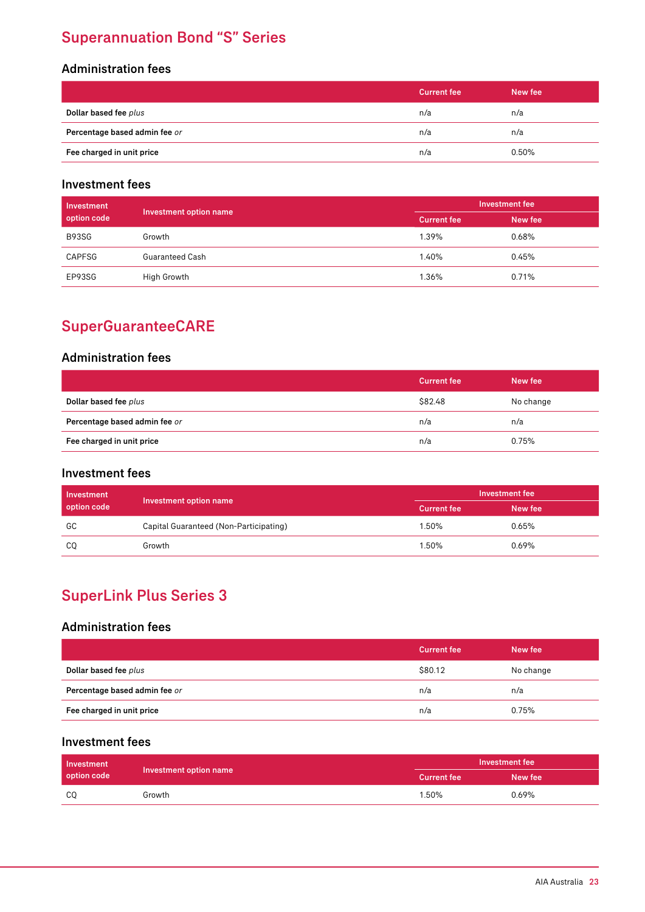## Superannuation Bond "S" Series

### Administration fees

| | Current fee | New fee |
|---|---|---|
| **Dollar based fee** *plus* | n/a | n/a |
| **Percentage based admin fee** *or* | n/a | n/a |
| **Fee charged in unit price** | n/a | 0.50% |

### Investment fees

| Investment option code | Investment option name | Investment fee | |
|---|---|---|---|
| | | Current fee | New fee |
| B93SG | Growth | 1.39% | 0.68% |
| CAPFSG | Guaranteed Cash | 1.40% | 0.45% |
| EP93SG | High Growth | 1.36% | 0.71% |

## SuperGuaranteeCARE

### Administration fees

| | Current fee | New fee |
|---|---|---|
| **Dollar based fee** *plus* | $82.48 | No change |
| **Percentage based admin fee** *or* | n/a | n/a |
| **Fee charged in unit price** | n/a | 0.75% |

### Investment fees

| Investment option code | Investment option name | Investment fee | |
|---|---|---|---|
| | | Current fee | New fee |
| GC | Capital Guaranteed (Non-Participating) | 1.50% | 0.65% |
| CQ | Growth | 1.50% | 0.69% |

## SuperLink Plus Series 3

### Administration fees

| | Current fee | New fee |
|---|---|---|
| **Dollar based fee** *plus* | $80.12 | No change |
| **Percentage based admin fee** *or* | n/a | n/a |
| **Fee charged in unit price** | n/a | 0.75% |

### Investment fees

| Investment option code | Investment option name | Investment fee | |
|---|---|---|---|
| | | Current fee | New fee |
| CQ | Growth | 1.50% | 0.69% |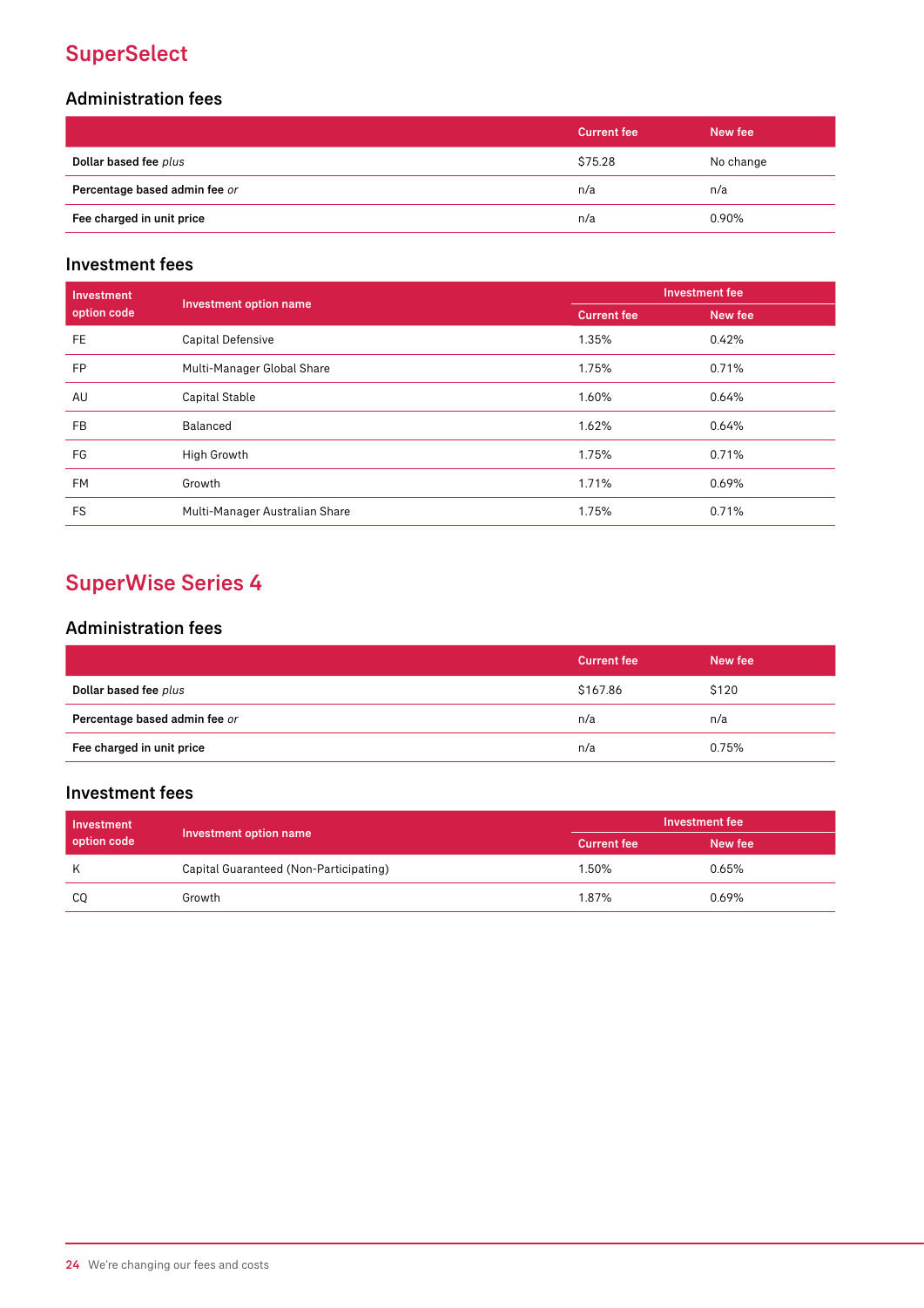## SuperSelect

### Administration fees

| | Current fee | New fee |
|---|---|---|
| **Dollar based fee** *plus* | $75.28 | No change |
| **Percentage based admin fee** *or* | n/a | n/a |
| **Fee charged in unit price** | n/a | 0.90% |

### Investment fees

| Investment option code | Investment option name | Investment fee | |
|---|---|---|---|
| | | Current fee | New fee |
| FE | Capital Defensive | 1.35% | 0.42% |
| FP | Multi-Manager Global Share | 1.75% | 0.71% |
| AU | Capital Stable | 1.60% | 0.64% |
| FB | Balanced | 1.62% | 0.64% |
| FG | High Growth | 1.75% | 0.71% |
| FM | Growth | 1.71% | 0.69% |
| FS | Multi-Manager Australian Share | 1.75% | 0.71% |

## SuperWise Series 4

### Administration fees

| | Current fee | New fee |
|---|---|---|
| **Dollar based fee** *plus* | $167.86 | $120 |
| **Percentage based admin fee** *or* | n/a | n/a |
| **Fee charged in unit price** | n/a | 0.75% |

### Investment fees

| Investment option code | Investment option name | Investment fee | |
|---|---|---|---|
| | | Current fee | New fee |
| K | Capital Guaranteed (Non-Participating) | 1.50% | 0.65% |
| CQ | Growth | 1.87% | 0.69% |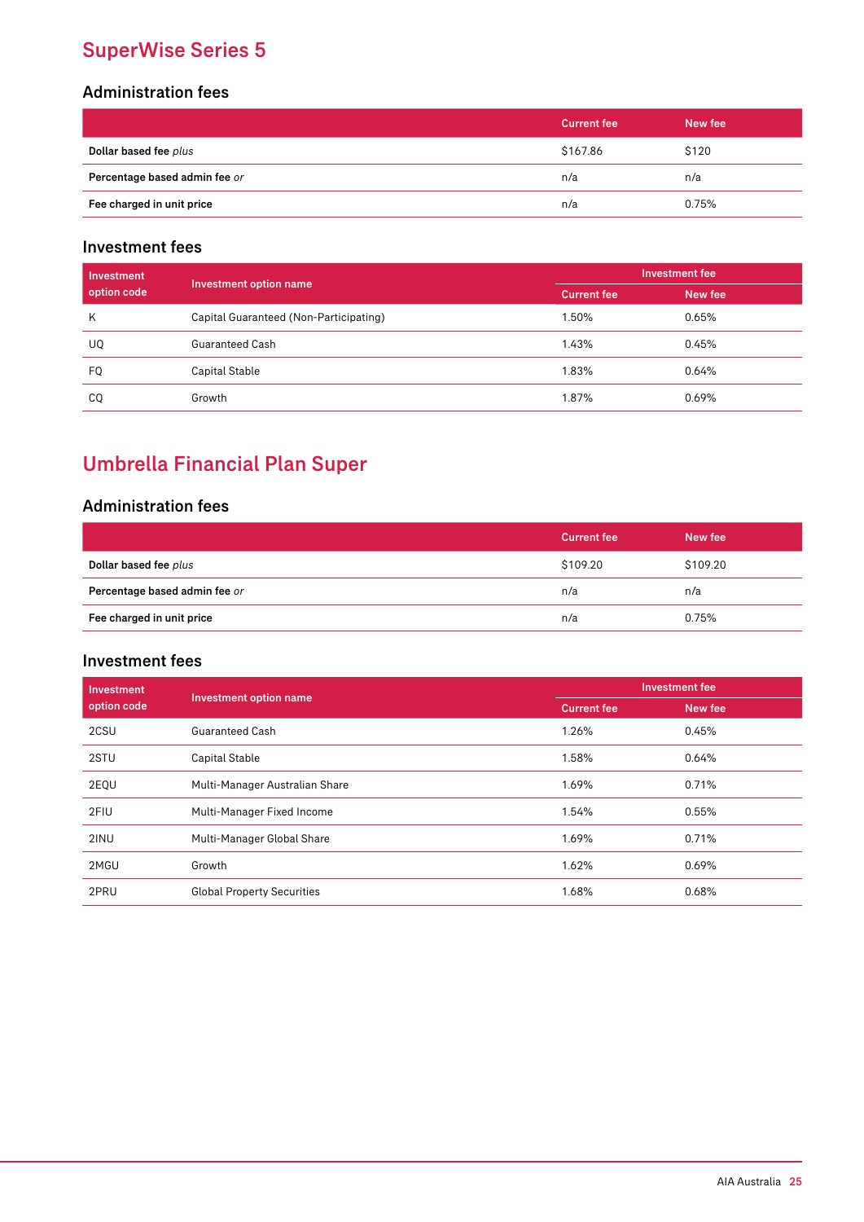## SuperWise Series 5

### Administration fees

| | Current fee | New fee |
|---|---|---|
| **Dollar based fee** *plus* | $167.86 | $120 |
| **Percentage based admin fee** *or* | n/a | n/a |
| **Fee charged in unit price** | n/a | 0.75% |

### Investment fees

| Investment option code | Investment option name | Investment fee | |
|---|---|---|---|
| | | Current fee | New fee |
| K | Capital Guaranteed (Non-Participating) | 1.50% | 0.65% |
| UQ | Guaranteed Cash | 1.43% | 0.45% |
| FQ | Capital Stable | 1.83% | 0.64% |
| CQ | Growth | 1.87% | 0.69% |

## Umbrella Financial Plan Super

### Administration fees

| | Current fee | New fee |
|---|---|---|
| **Dollar based fee** *plus* | $109.20 | $109.20 |
| **Percentage based admin fee** *or* | n/a | n/a |
| **Fee charged in unit price** | n/a | 0.75% |

### Investment fees

| Investment option code | Investment option name | Investment fee | |
|---|---|---|---|
| | | Current fee | New fee |
| 2CSU | Guaranteed Cash | 1.26% | 0.45% |
| 2STU | Capital Stable | 1.58% | 0.64% |
| 2EQU | Multi-Manager Australian Share | 1.69% | 0.71% |
| 2FIU | Multi-Manager Fixed Income | 1.54% | 0.55% |
| 2INU | Multi-Manager Global Share | 1.69% | 0.71% |
| 2MGU | Growth | 1.62% | 0.69% |
| 2PRU | Global Property Securities | 1.68% | 0.68% |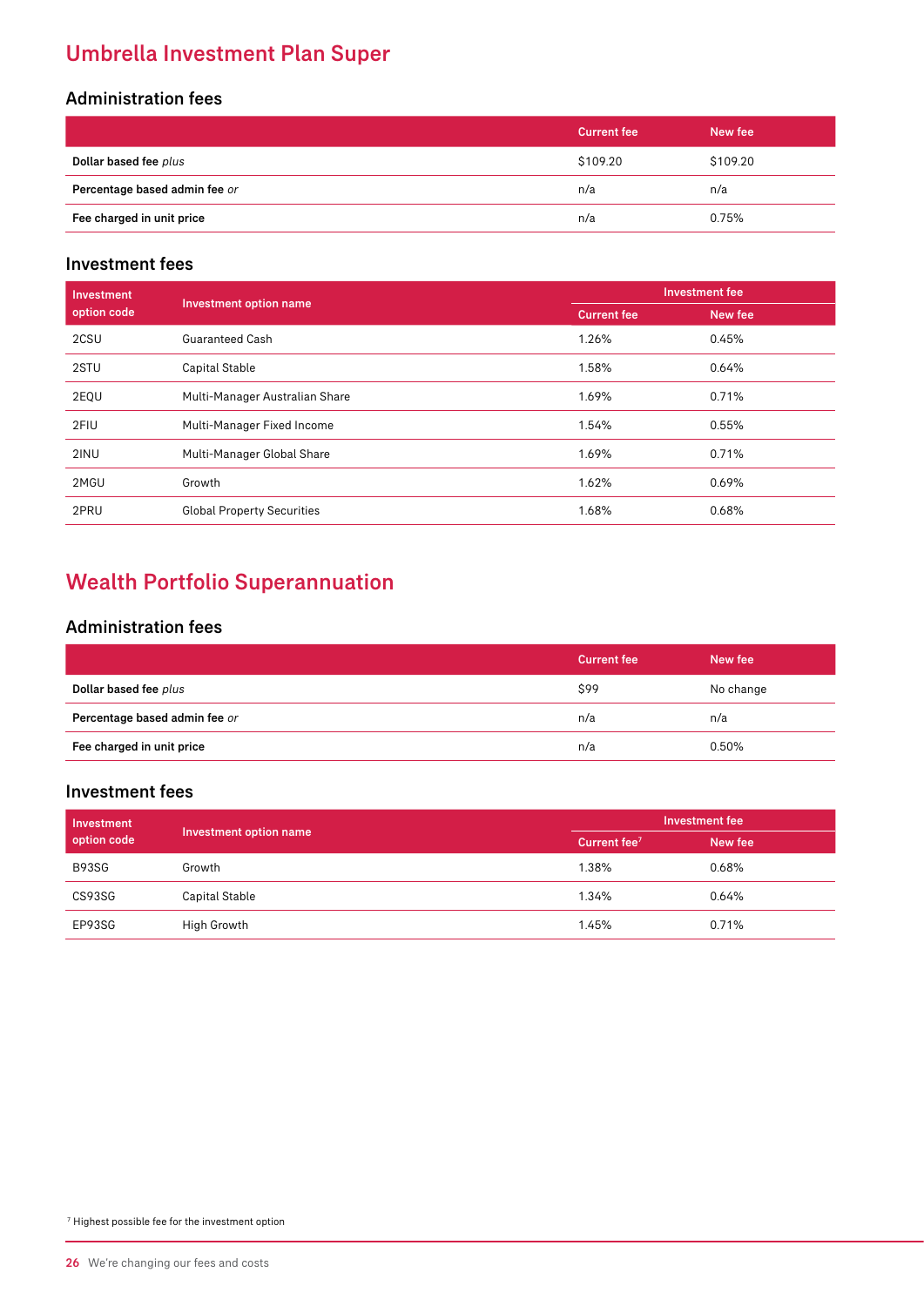## Umbrella Investment Plan Super

### Administration fees

| | Current fee | New fee |
|---|---|---|
| **Dollar based fee** *plus* | $109.20 | $109.20 |
| **Percentage based admin fee** *or* | n/a | n/a |
| **Fee charged in unit price** | n/a | 0.75% |

### Investment fees

| Investment option code | Investment option name | Investment fee | |
|---|---|---|---|
| | | Current fee | New fee |
| 2CSU | Guaranteed Cash | 1.26% | 0.45% |
| 2STU | Capital Stable | 1.58% | 0.64% |
| 2EQU | Multi-Manager Australian Share | 1.69% | 0.71% |
| 2FIU | Multi-Manager Fixed Income | 1.54% | 0.55% |
| 2INU | Multi-Manager Global Share | 1.69% | 0.71% |
| 2MGU | Growth | 1.62% | 0.69% |
| 2PRU | Global Property Securities | 1.68% | 0.68% |

## Wealth Portfolio Superannuation

### Administration fees

| | Current fee | New fee |
|---|---|---|
| **Dollar based fee** *plus* | $99 | No change |
| **Percentage based admin fee** *or* | n/a | n/a |
| **Fee charged in unit price** | n/a | 0.50% |

### Investment fees

| Investment option code | Investment option name | Investment fee | |
|---|---|---|---|
| | | Current fee[7] | New fee |
| B93SG | Growth | 1.38% | 0.68% |
| CS93SG | Capital Stable | 1.34% | 0.64% |
| EP93SG | High Growth | 1.45% | 0.71% |

[7] Highest possible fee for the investment option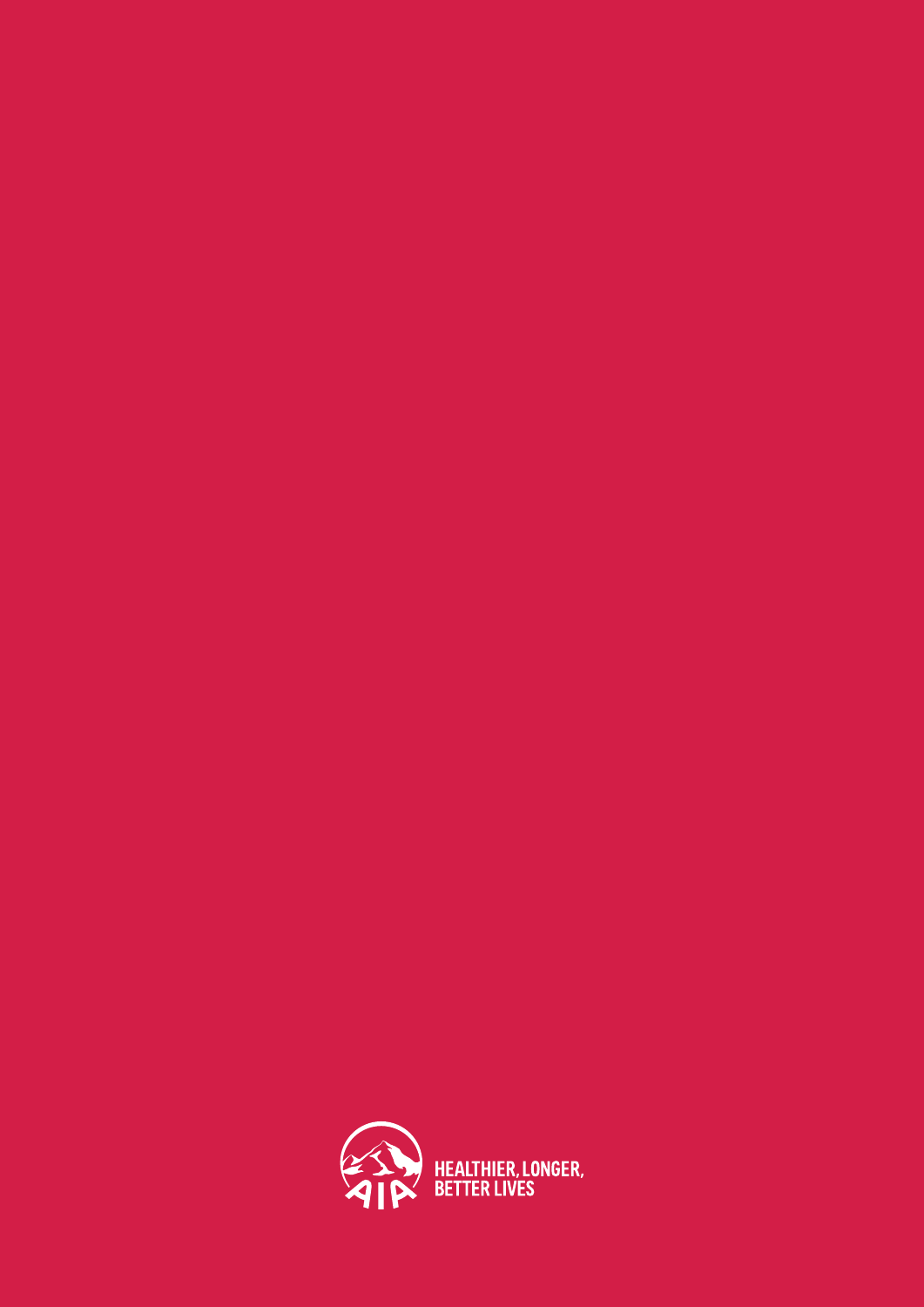HEALTHIER, LONGER, BETTER LIVES